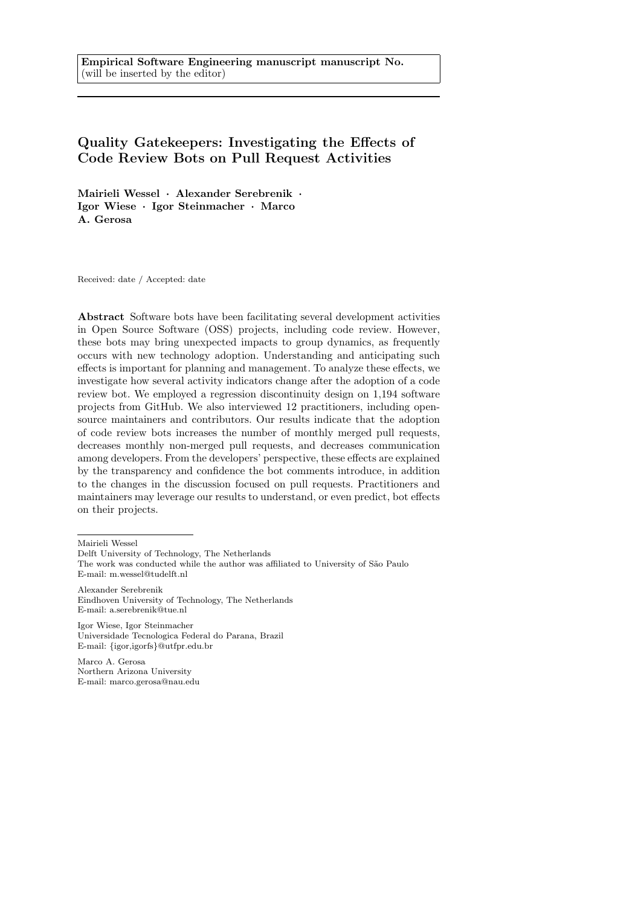**Empirical Software Engineering manuscript manuscript No.**
(will be inserted by the editor)

# Quality Gatekeepers: Investigating the Effects of Code Review Bots on Pull Request Activities

**Mairieli Wessel · Alexander Serebrenik · Igor Wiese · Igor Steinmacher · Marco A. Gerosa**

Received: date / Accepted: date

**Abstract** Software bots have been facilitating several development activities in Open Source Software (OSS) projects, including code review. However, these bots may bring unexpected impacts to group dynamics, as frequently occurs with new technology adoption. Understanding and anticipating such effects is important for planning and management. To analyze these effects, we investigate how several activity indicators change after the adoption of a code review bot. We employed a regression discontinuity design on 1,194 software projects from GitHub. We also interviewed 12 practitioners, including open-source maintainers and contributors. Our results indicate that the adoption of code review bots increases the number of monthly merged pull requests, decreases monthly non-merged pull requests, and decreases communication among developers. From the developers' perspective, these effects are explained by the transparency and confidence the bot comments introduce, in addition to the changes in the discussion focused on pull requests. Practitioners and maintainers may leverage our results to understand, or even predict, bot effects on their projects.

---

Mairieli Wessel
Delft University of Technology, The Netherlands
The work was conducted while the author was affiliated to University of São Paulo
E-mail: m.wessel@tudelft.nl

Alexander Serebrenik
Eindhoven University of Technology, The Netherlands
E-mail: a.serebrenik@tue.nl

Igor Wiese, Igor Steinmacher
Universidade Tecnologica Federal do Parana, Brazil
E-mail: {igor,igorfs}@utfpr.edu.br

Marco A. Gerosa
Northern Arizona University
E-mail: marco.gerosa@nau.edu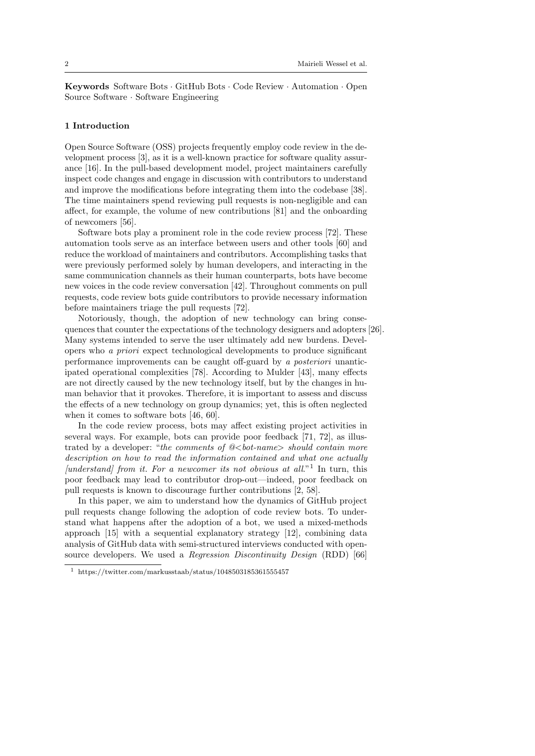**Keywords** Software Bots · GitHub Bots · Code Review · Automation · Open Source Software · Software Engineering

## 1 Introduction

Open Source Software (OSS) projects frequently employ code review in the development process [3], as it is a well-known practice for software quality assurance [16]. In the pull-based development model, project maintainers carefully inspect code changes and engage in discussion with contributors to understand and improve the modifications before integrating them into the codebase [38]. The time maintainers spend reviewing pull requests is non-negligible and can affect, for example, the volume of new contributions [81] and the onboarding of newcomers [56].

Software bots play a prominent role in the code review process [72]. These automation tools serve as an interface between users and other tools [60] and reduce the workload of maintainers and contributors. Accomplishing tasks that were previously performed solely by human developers, and interacting in the same communication channels as their human counterparts, bots have become new voices in the code review conversation [42]. Throughout comments on pull requests, code review bots guide contributors to provide necessary information before maintainers triage the pull requests [72].

Notoriously, though, the adoption of new technology can bring consequences that counter the expectations of the technology designers and adopters [26]. Many systems intended to serve the user ultimately add new burdens. Developers who *a priori* expect technological developments to produce significant performance improvements can be caught off-guard by *a posteriori* unanticipated operational complexities [78]. According to Mulder [43], many effects are not directly caused by the new technology itself, but by the changes in human behavior that it provokes. Therefore, it is important to assess and discuss the effects of a new technology on group dynamics; yet, this is often neglected when it comes to software bots [46, 60].

In the code review process, bots may affect existing project activities in several ways. For example, bots can provide poor feedback [71, 72], as illustrated by a developer: "*the comments of @<bot-name> should contain more description on how to read the information contained and what one actually [understand] from it. For a newcomer its not obvious at all.*"[1] In turn, this poor feedback may lead to contributor drop-out—indeed, poor feedback on pull requests is known to discourage further contributions [2, 58].

In this paper, we aim to understand how the dynamics of GitHub project pull requests change following the adoption of code review bots. To understand what happens after the adoption of a bot, we used a mixed-methods approach [15] with a sequential explanatory strategy [12], combining data analysis of GitHub data with semi-structured interviews conducted with open-source developers. We used a *Regression Discontinuity Design* (RDD) [66]

[1] https://twitter.com/markusstaab/status/1048503185361555457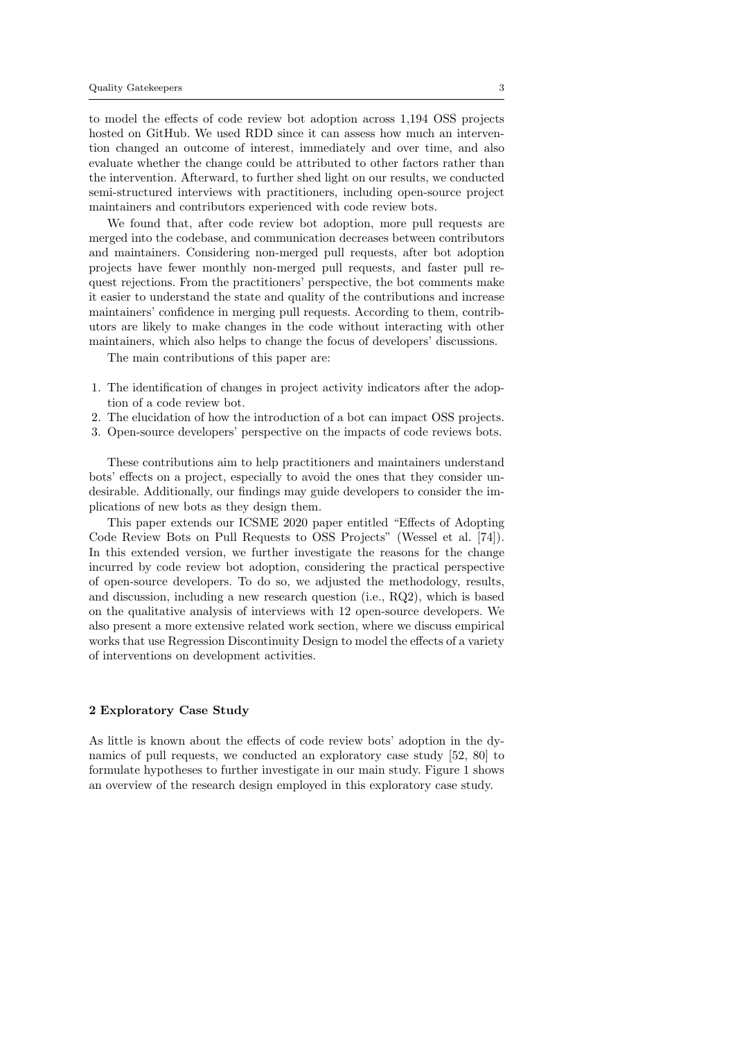to model the effects of code review bot adoption across 1,194 OSS projects hosted on GitHub. We used RDD since it can assess how much an intervention changed an outcome of interest, immediately and over time, and also evaluate whether the change could be attributed to other factors rather than the intervention. Afterward, to further shed light on our results, we conducted semi-structured interviews with practitioners, including open-source project maintainers and contributors experienced with code review bots.

We found that, after code review bot adoption, more pull requests are merged into the codebase, and communication decreases between contributors and maintainers. Considering non-merged pull requests, after bot adoption projects have fewer monthly non-merged pull requests, and faster pull request rejections. From the practitioners' perspective, the bot comments make it easier to understand the state and quality of the contributions and increase maintainers' confidence in merging pull requests. According to them, contributors are likely to make changes in the code without interacting with other maintainers, which also helps to change the focus of developers' discussions.

The main contributions of this paper are:

1. The identification of changes in project activity indicators after the adoption of a code review bot.
2. The elucidation of how the introduction of a bot can impact OSS projects.
3. Open-source developers' perspective on the impacts of code reviews bots.

These contributions aim to help practitioners and maintainers understand bots' effects on a project, especially to avoid the ones that they consider undesirable. Additionally, our findings may guide developers to consider the implications of new bots as they design them.

This paper extends our ICSME 2020 paper entitled "Effects of Adopting Code Review Bots on Pull Requests to OSS Projects" (Wessel et al. [74]). In this extended version, we further investigate the reasons for the change incurred by code review bot adoption, considering the practical perspective of open-source developers. To do so, we adjusted the methodology, results, and discussion, including a new research question (i.e., RQ2), which is based on the qualitative analysis of interviews with 12 open-source developers. We also present a more extensive related work section, where we discuss empirical works that use Regression Discontinuity Design to model the effects of a variety of interventions on development activities.

## 2 Exploratory Case Study

As little is known about the effects of code review bots' adoption in the dynamics of pull requests, we conducted an exploratory case study [52, 80] to formulate hypotheses to further investigate in our main study. Figure 1 shows an overview of the research design employed in this exploratory case study.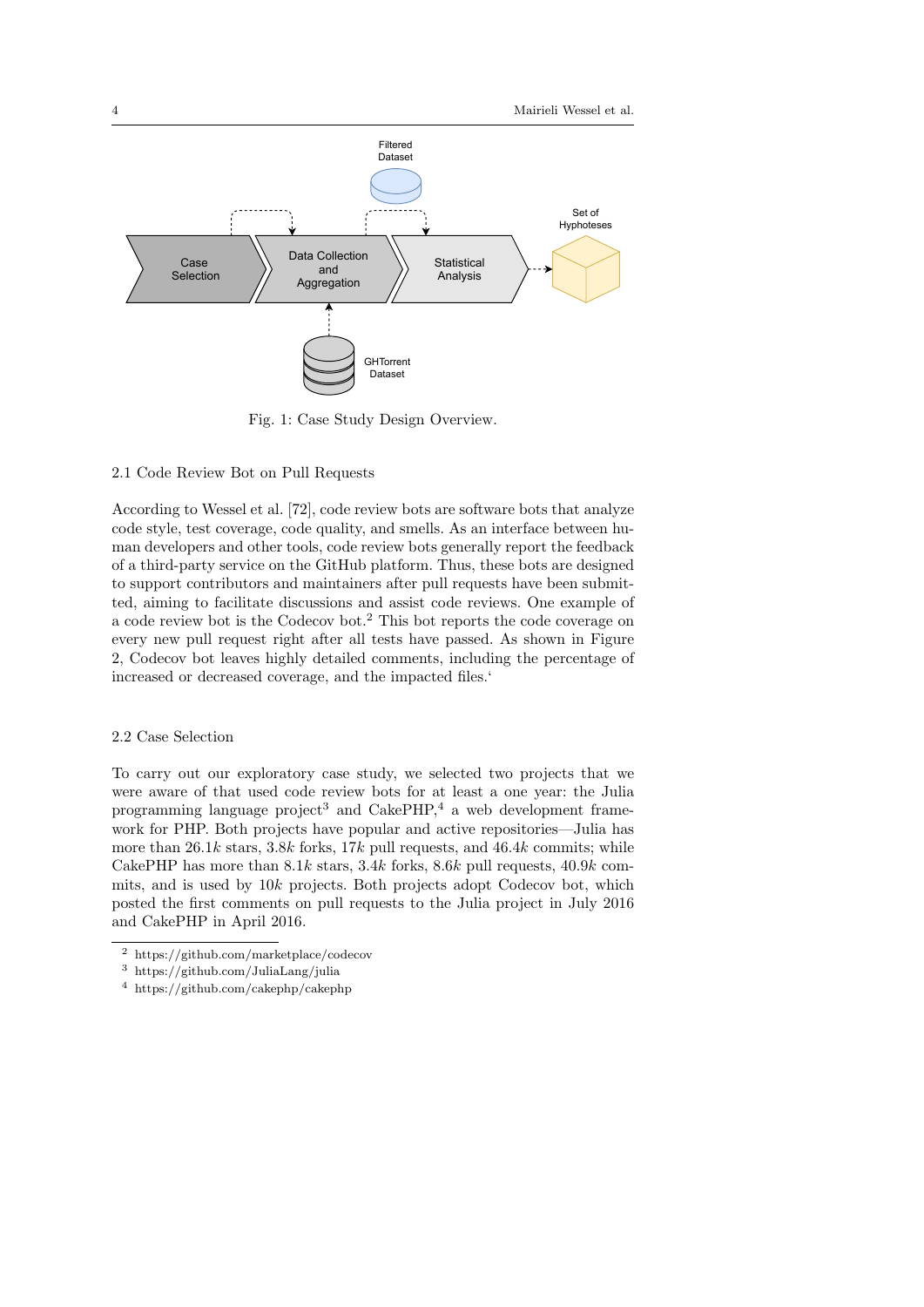Fig. 1: Case Study Design Overview.

## 2.1 Code Review Bot on Pull Requests

According to Wessel et al. [72], code review bots are software bots that analyze code style, test coverage, code quality, and smells. As an interface between human developers and other tools, code review bots generally report the feedback of a third-party service on the GitHub platform. Thus, these bots are designed to support contributors and maintainers after pull requests have been submitted, aiming to facilitate discussions and assist code reviews. One example of a code review bot is the Codecov bot.[2] This bot reports the code coverage on every new pull request right after all tests have passed. As shown in Figure 2, Codecov bot leaves highly detailed comments, including the percentage of increased or decreased coverage, and the impacted files.'

## 2.2 Case Selection

To carry out our exploratory case study, we selected two projects that we were aware of that used code review bots for at least a one year: the Julia programming language project[3] and CakePHP,[4] a web development framework for PHP. Both projects have popular and active repositories—Julia has more than 26.1$k$ stars, 3.8$k$ forks, 17$k$ pull requests, and 46.4$k$ commits; while CakePHP has more than 8.1$k$ stars, 3.4$k$ forks, 8.6$k$ pull requests, 40.9$k$ commits, and is used by 10$k$ projects. Both projects adopt Codecov bot, which posted the first comments on pull requests to the Julia project in July 2016 and CakePHP in April 2016.

---

[2] https://github.com/marketplace/codecov

[3] https://github.com/JuliaLang/julia

[4] https://github.com/cakephp/cakephp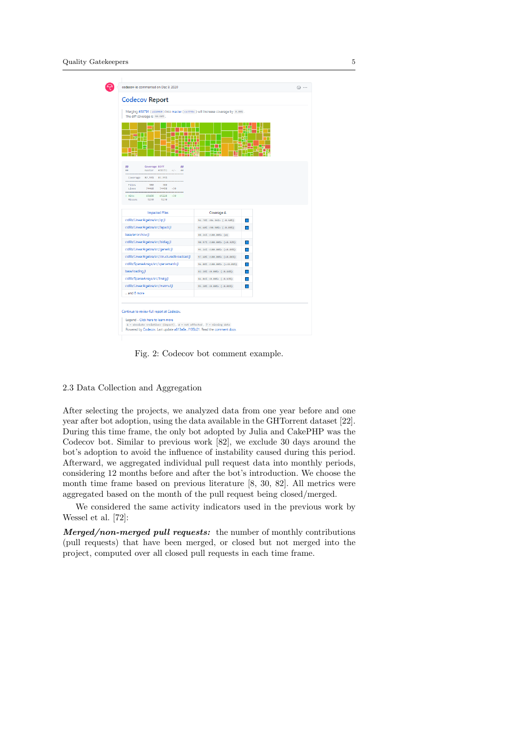Fig. 2: Codecov bot comment example.

### 2.3 Data Collection and Aggregation

After selecting the projects, we analyzed data from one year before and one year after bot adoption, using the data available in the GHTorrent dataset [22]. During this time frame, the only bot adopted by Julia and CakePHP was the Codecov bot. Similar to previous work [82], we exclude 30 days around the bot's adoption to avoid the influence of instability caused during this period. Afterward, we aggregated individual pull request data into monthly periods, considering 12 months before and after the bot's introduction. We choose the month time frame based on previous literature [8, 30, 82]. All metrics were aggregated based on the month of the pull request being closed/merged.

We considered the same activity indicators used in the previous work by Wessel et al. [72]:

***Merged/non-merged pull requests:*** the number of monthly contributions (pull requests) that have been merged, or closed but not merged into the project, computed over all closed pull requests in each time frame.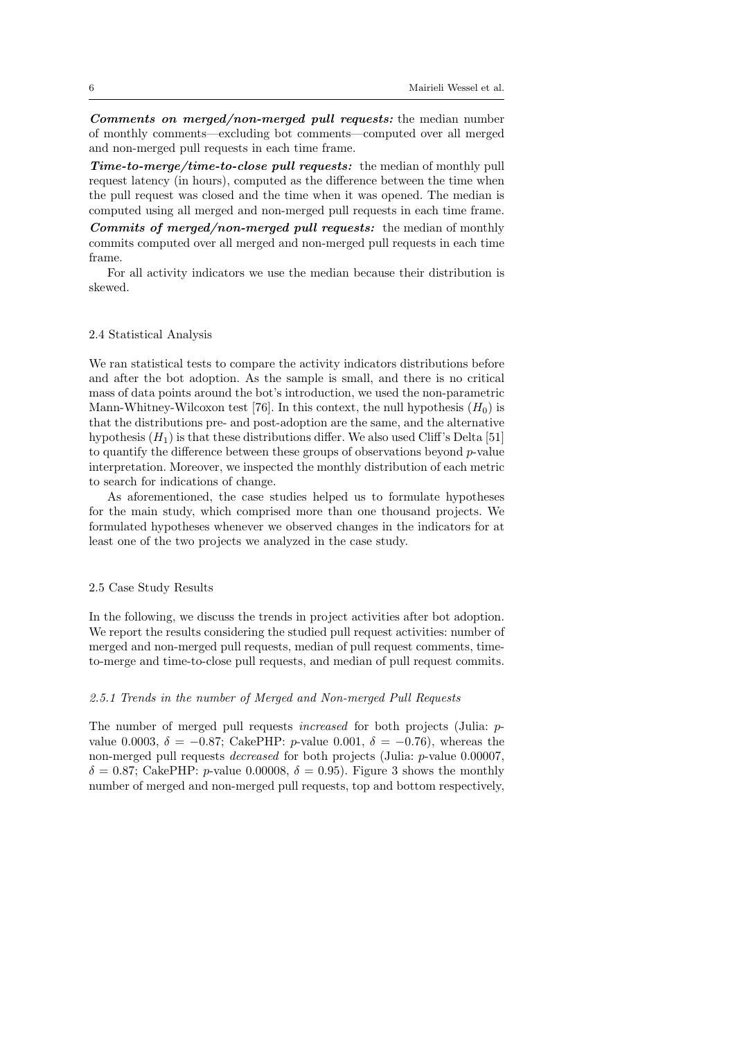***Comments on merged/non-merged pull requests:*** the median number of monthly comments—excluding bot comments—computed over all merged and non-merged pull requests in each time frame.

***Time-to-merge/time-to-close pull requests:*** the median of monthly pull request latency (in hours), computed as the difference between the time when the pull request was closed and the time when it was opened. The median is computed using all merged and non-merged pull requests in each time frame.

***Commits of merged/non-merged pull requests:*** the median of monthly commits computed over all merged and non-merged pull requests in each time frame.

For all activity indicators we use the median because their distribution is skewed.

### 2.4 Statistical Analysis

We ran statistical tests to compare the activity indicators distributions before and after the bot adoption. As the sample is small, and there is no critical mass of data points around the bot's introduction, we used the non-parametric Mann-Whitney-Wilcoxon test [76]. In this context, the null hypothesis ($H_0$) is that the distributions pre- and post-adoption are the same, and the alternative hypothesis ($H_1$) is that these distributions differ. We also used Cliff's Delta [51] to quantify the difference between these groups of observations beyond $p$-value interpretation. Moreover, we inspected the monthly distribution of each metric to search for indications of change.

As aforementioned, the case studies helped us to formulate hypotheses for the main study, which comprised more than one thousand projects. We formulated hypotheses whenever we observed changes in the indicators for at least one of the two projects we analyzed in the case study.

### 2.5 Case Study Results

In the following, we discuss the trends in project activities after bot adoption. We report the results considering the studied pull request activities: number of merged and non-merged pull requests, median of pull request comments, time-to-merge and time-to-close pull requests, and median of pull request commits.

#### 2.5.1 Trends in the number of Merged and Non-merged Pull Requests

The number of merged pull requests *increased* for both projects (Julia: $p$-value 0.0003, $\delta = -0.87$; CakePHP: $p$-value 0.001, $\delta = -0.76$), whereas the non-merged pull requests *decreased* for both projects (Julia: $p$-value 0.00007, $\delta = 0.87$; CakePHP: $p$-value 0.00008, $\delta = 0.95$). Figure 3 shows the monthly number of merged and non-merged pull requests, top and bottom respectively,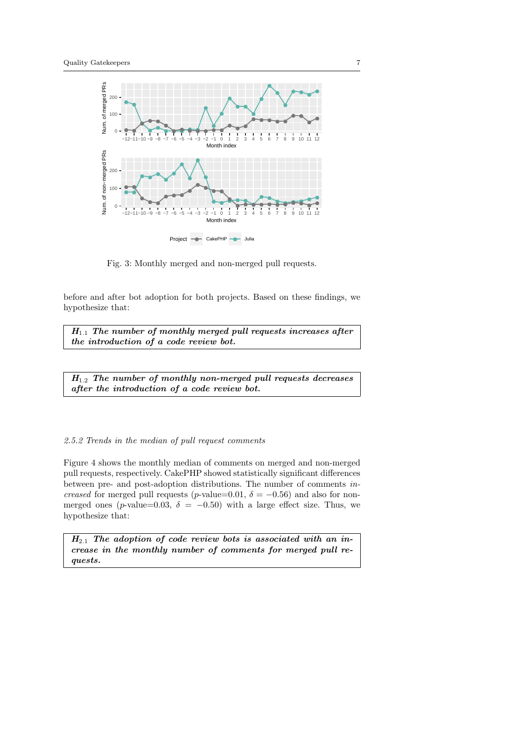Fig. 3: Monthly merged and non-merged pull requests.

before and after bot adoption for both projects. Based on these findings, we hypothesize that:

> ***$H_{1.1}$ The number of monthly merged pull requests increases after the introduction of a code review bot.***

> ***$H_{1.2}$ The number of monthly non-merged pull requests decreases after the introduction of a code review bot.***

#### *2.5.2 Trends in the median of pull request comments*

Figure 4 shows the monthly median of comments on merged and non-merged pull requests, respectively. CakePHP showed statistically significant differences between pre- and post-adoption distributions. The number of comments *increased* for merged pull requests ($p$-value=0.01, $\delta = -0.56$) and also for non-merged ones ($p$-value=0.03, $\delta = -0.50$) with a large effect size. Thus, we hypothesize that:

> ***$H_{2.1}$ The adoption of code review bots is associated with an increase in the monthly number of comments for merged pull requests.***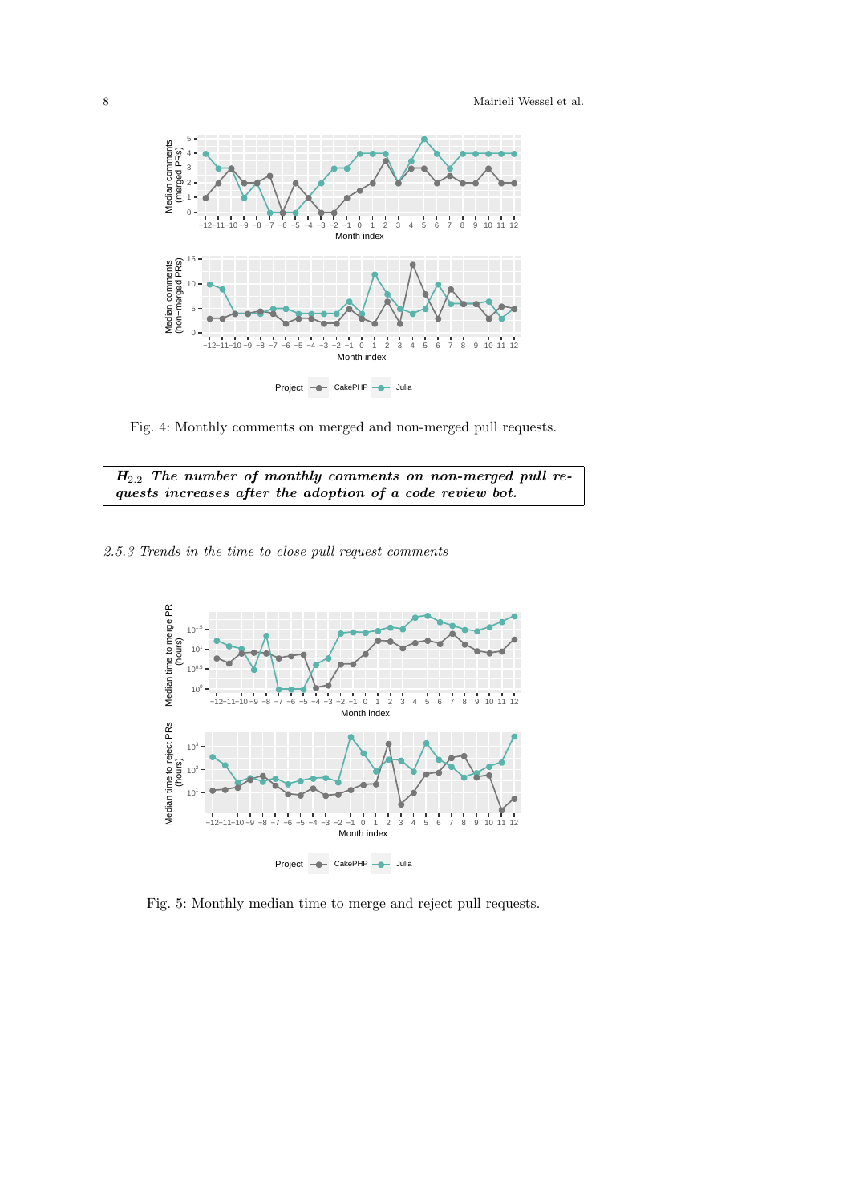Fig. 4: Monthly comments on merged and non-merged pull requests.

> ***$H_{2.2}$ The number of monthly comments on non-merged pull requests increases after the adoption of a code review bot.***

### *2.5.3 Trends in the time to close pull request comments*

Fig. 5: Monthly median time to merge and reject pull requests.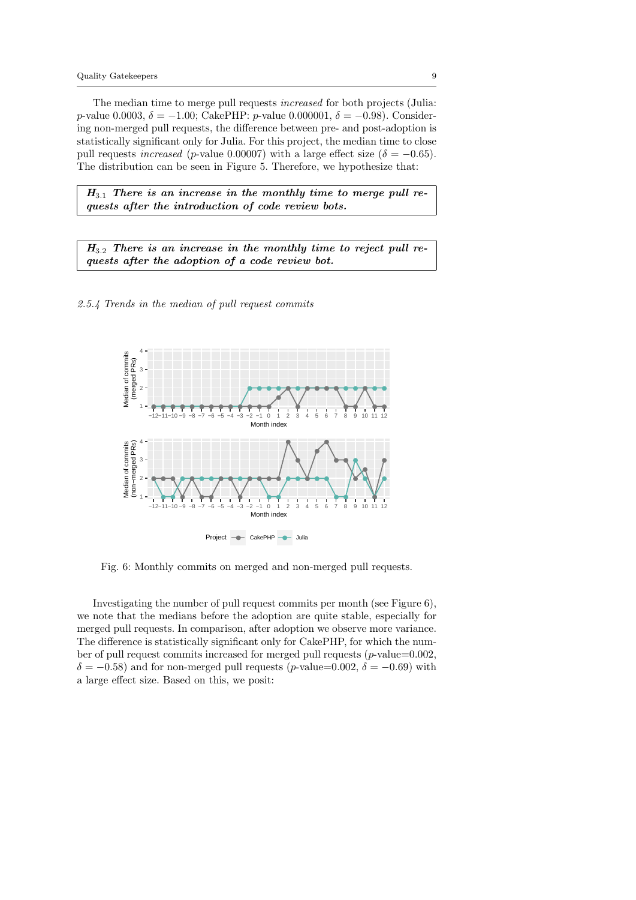The median time to merge pull requests *increased* for both projects (Julia: $p$-value 0.0003, $\delta = -1.00$; CakePHP: $p$-value 0.000001, $\delta = -0.98$). Considering non-merged pull requests, the difference between pre- and post-adoption is statistically significant only for Julia. For this project, the median time to close pull requests *increased* ($p$-value 0.00007) with a large effect size ($\delta = -0.65$). The distribution can be seen in Figure 5. Therefore, we hypothesize that:

> ***$H_{3.1}$ There is an increase in the monthly time to merge pull requests after the introduction of code review bots.***

> ***$H_{3.2}$ There is an increase in the monthly time to reject pull requests after the adoption of a code review bot.***

### *2.5.4 Trends in the median of pull request commits*

Fig. 6: Monthly commits on merged and non-merged pull requests.

Investigating the number of pull request commits per month (see Figure 6), we note that the medians before the adoption are quite stable, especially for merged pull requests. In comparison, after adoption we observe more variance. The difference is statistically significant only for CakePHP, for which the number of pull request commits increased for merged pull requests ($p$-value=0.002, $\delta = -0.58$) and for non-merged pull requests ($p$-value=0.002, $\delta = -0.69$) with a large effect size. Based on this, we posit: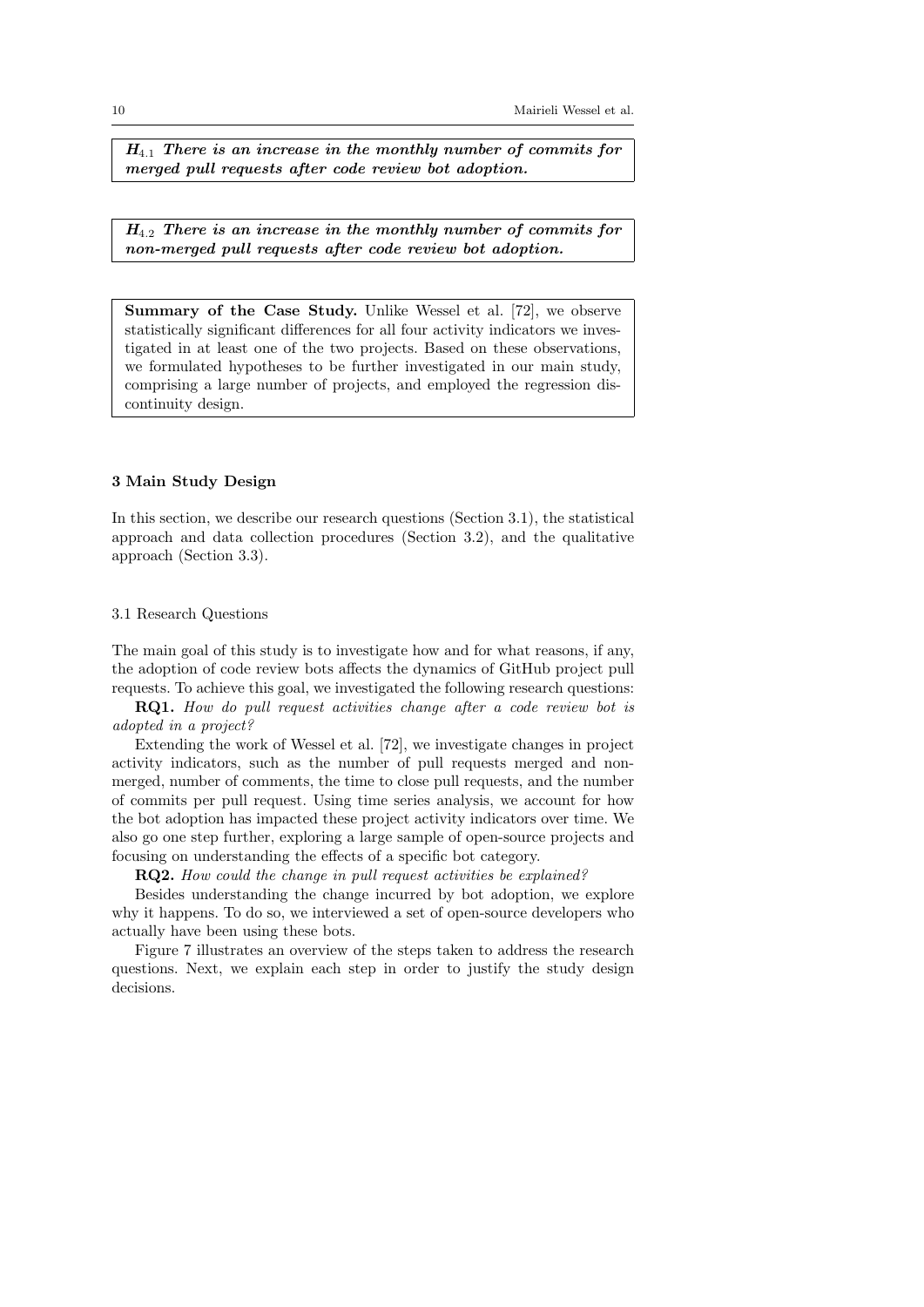***$H_{4.1}$ There is an increase in the monthly number of commits for merged pull requests after code review bot adoption.***

***$H_{4.2}$ There is an increase in the monthly number of commits for non-merged pull requests after code review bot adoption.***

**Summary of the Case Study.** Unlike Wessel et al. [72], we observe statistically significant differences for all four activity indicators we investigated in at least one of the two projects. Based on these observations, we formulated hypotheses to be further investigated in our main study, comprising a large number of projects, and employed the regression discontinuity design.

## 3 Main Study Design

In this section, we describe our research questions (Section 3.1), the statistical approach and data collection procedures (Section 3.2), and the qualitative approach (Section 3.3).

### 3.1 Research Questions

The main goal of this study is to investigate how and for what reasons, if any, the adoption of code review bots affects the dynamics of GitHub project pull requests. To achieve this goal, we investigated the following research questions:

**RQ1.** *How do pull request activities change after a code review bot is adopted in a project?*

Extending the work of Wessel et al. [72], we investigate changes in project activity indicators, such as the number of pull requests merged and non-merged, number of comments, the time to close pull requests, and the number of commits per pull request. Using time series analysis, we account for how the bot adoption has impacted these project activity indicators over time. We also go one step further, exploring a large sample of open-source projects and focusing on understanding the effects of a specific bot category.

**RQ2.** *How could the change in pull request activities be explained?*

Besides understanding the change incurred by bot adoption, we explore why it happens. To do so, we interviewed a set of open-source developers who actually have been using these bots.

Figure 7 illustrates an overview of the steps taken to address the research questions. Next, we explain each step in order to justify the study design decisions.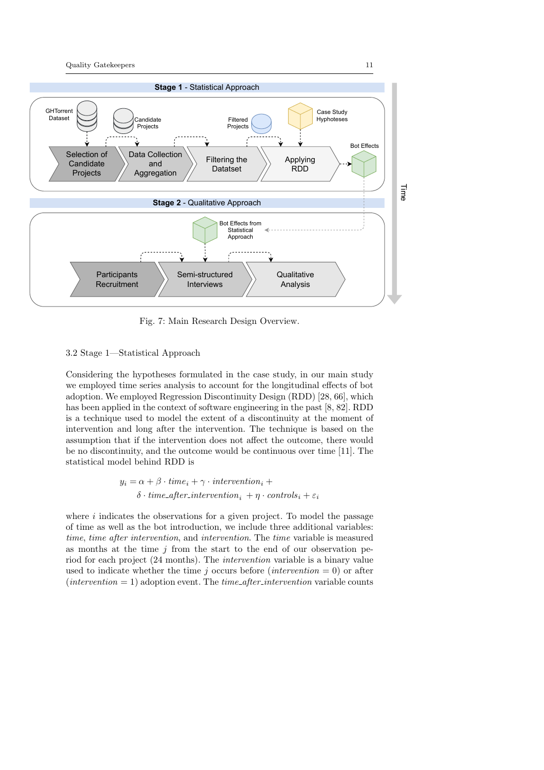Fig. 7: Main Research Design Overview.

### 3.2 Stage 1—Statistical Approach

Considering the hypotheses formulated in the case study, in our main study we employed time series analysis to account for the longitudinal effects of bot adoption. We employed Regression Discontinuity Design (RDD) [28, 66], which has been applied in the context of software engineering in the past [8, 82]. RDD is a technique used to model the extent of a discontinuity at the moment of intervention and long after the intervention. The technique is based on the assumption that if the intervention does not affect the outcome, there would be no discontinuity, and the outcome would be continuous over time [11]. The statistical model behind RDD is

$$
\begin{aligned}
y_i = \alpha + \beta \cdot time_i + \gamma \cdot intervention_i + \\
\delta \cdot time\_after\_intervention_i + \eta \cdot controls_i + \varepsilon_i
\end{aligned}
$$

where $i$ indicates the observations for a given project. To model the passage of time as well as the bot introduction, we include three additional variables: *time*, *time after intervention*, and *intervention*. The *time* variable is measured as months at the time $j$ from the start to the end of our observation period for each project (24 months). The *intervention* variable is a binary value used to indicate whether the time $j$ occurs before ($intervention = 0$) or after ($intervention = 1$) adoption event. The *time_after_intervention* variable counts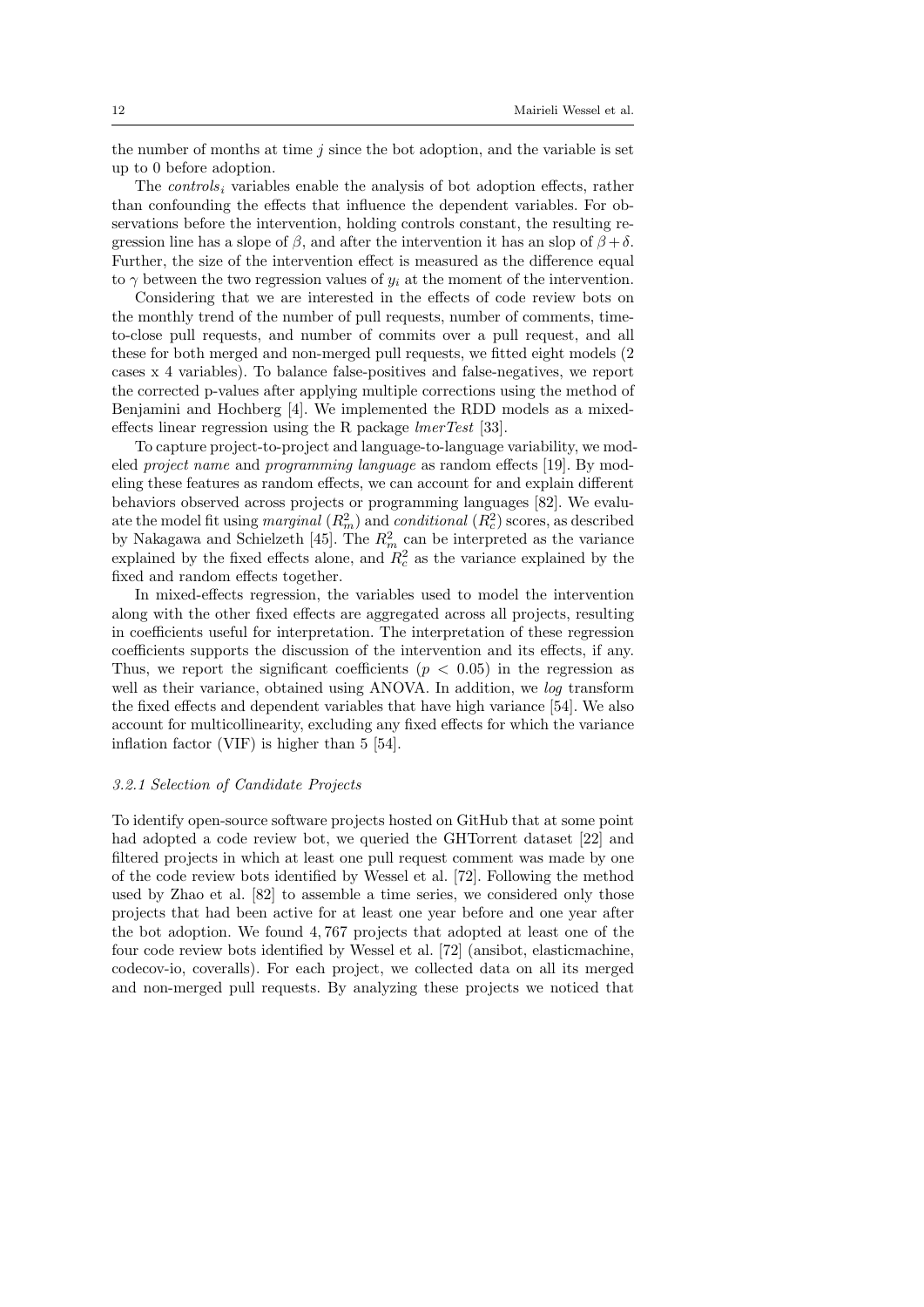the number of months at time $j$ since the bot adoption, and the variable is set up to 0 before adoption.

The $controls_i$ variables enable the analysis of bot adoption effects, rather than confounding the effects that influence the dependent variables. For observations before the intervention, holding controls constant, the resulting regression line has a slope of $\beta$, and after the intervention it has an slop of $\beta + \delta$. Further, the size of the intervention effect is measured as the difference equal to $\gamma$ between the two regression values of $y_i$ at the moment of the intervention.

Considering that we are interested in the effects of code review bots on the monthly trend of the number of pull requests, number of comments, time-to-close pull requests, and number of commits over a pull request, and all these for both merged and non-merged pull requests, we fitted eight models (2 cases x 4 variables). To balance false-positives and false-negatives, we report the corrected p-values after applying multiple corrections using the method of Benjamini and Hochberg [4]. We implemented the RDD models as a mixed-effects linear regression using the R package *lmerTest* [33].

To capture project-to-project and language-to-language variability, we modeled *project name* and *programming language* as random effects [19]. By modeling these features as random effects, we can account for and explain different behaviors observed across projects or programming languages [82]. We evaluate the model fit using *marginal* ($R^2_m$) and *conditional* ($R^2_c$) scores, as described by Nakagawa and Schielzeth [45]. The $R^2_m$ can be interpreted as the variance explained by the fixed effects alone, and $R^2_c$ as the variance explained by the fixed and random effects together.

In mixed-effects regression, the variables used to model the intervention along with the other fixed effects are aggregated across all projects, resulting in coefficients useful for interpretation. The interpretation of these regression coefficients supports the discussion of the intervention and its effects, if any. Thus, we report the significant coefficients ($p < 0.05$) in the regression as well as their variance, obtained using ANOVA. In addition, we *log* transform the fixed effects and dependent variables that have high variance [54]. We also account for multicollinearity, excluding any fixed effects for which the variance inflation factor (VIF) is higher than 5 [54].

### 3.2.1 Selection of Candidate Projects

To identify open-source software projects hosted on GitHub that at some point had adopted a code review bot, we queried the GHTorrent dataset [22] and filtered projects in which at least one pull request comment was made by one of the code review bots identified by Wessel et al. [72]. Following the method used by Zhao et al. [82] to assemble a time series, we considered only those projects that had been active for at least one year before and one year after the bot adoption. We found 4,767 projects that adopted at least one of the four code review bots identified by Wessel et al. [72] (ansibot, elasticmachine, codecov-io, coveralls). For each project, we collected data on all its merged and non-merged pull requests. By analyzing these projects we noticed that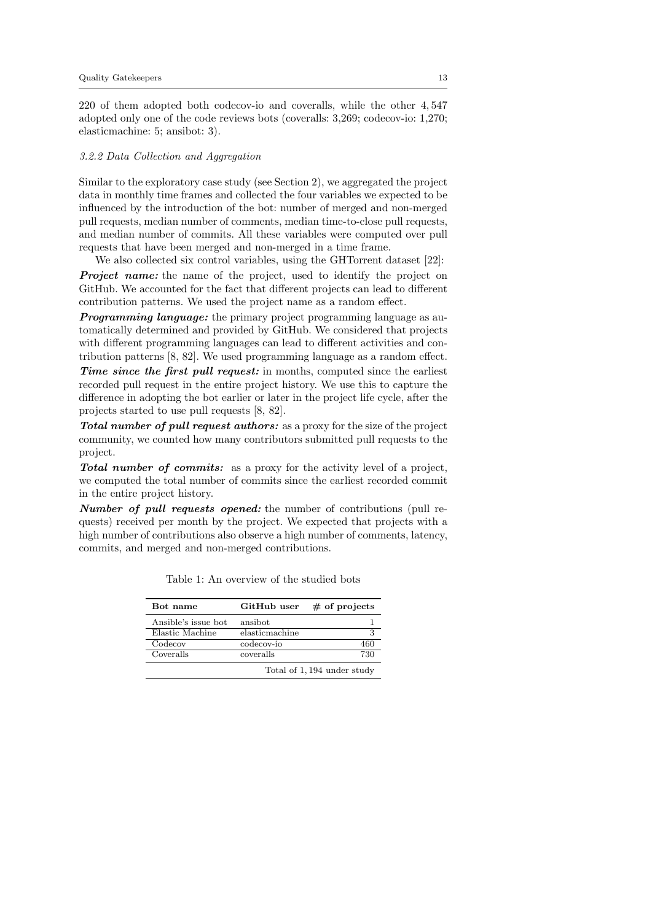220 of them adopted both codecov-io and coveralls, while the other 4, 547 adopted only one of the code reviews bots (coveralls: 3,269; codecov-io: 1,270; elasticmachine: 5; ansibot: 3).

### 3.2.2 Data Collection and Aggregation

Similar to the exploratory case study (see Section 2), we aggregated the project data in monthly time frames and collected the four variables we expected to be influenced by the introduction of the bot: number of merged and non-merged pull requests, median number of comments, median time-to-close pull requests, and median number of commits. All these variables were computed over pull requests that have been merged and non-merged in a time frame.

We also collected six control variables, using the GHTorrent dataset [22]:

***Project name:*** the name of the project, used to identify the project on GitHub. We accounted for the fact that different projects can lead to different contribution patterns. We used the project name as a random effect.

***Programming language:*** the primary project programming language as automatically determined and provided by GitHub. We considered that projects with different programming languages can lead to different activities and contribution patterns [8, 82]. We used programming language as a random effect.

***Time since the first pull request:*** in months, computed since the earliest recorded pull request in the entire project history. We use this to capture the difference in adopting the bot earlier or later in the project life cycle, after the projects started to use pull requests [8, 82].

***Total number of pull request authors:*** as a proxy for the size of the project community, we counted how many contributors submitted pull requests to the project.

***Total number of commits:*** as a proxy for the activity level of a project, we computed the total number of commits since the earliest recorded commit in the entire project history.

***Number of pull requests opened:*** the number of contributions (pull requests) received per month by the project. We expected that projects with a high number of contributions also observe a high number of comments, latency, commits, and merged and non-merged contributions.

Table 1: An overview of the studied bots

| Bot name | GitHub user | # of projects |
|---|---|---|
| Ansible's issue bot | ansibot | 1 |
| Elastic Machine | elasticmachine | 3 |
| Codecov | codecov-io | 460 |
| Coveralls | coveralls | 730 |
| | | Total of 1, 194 under study |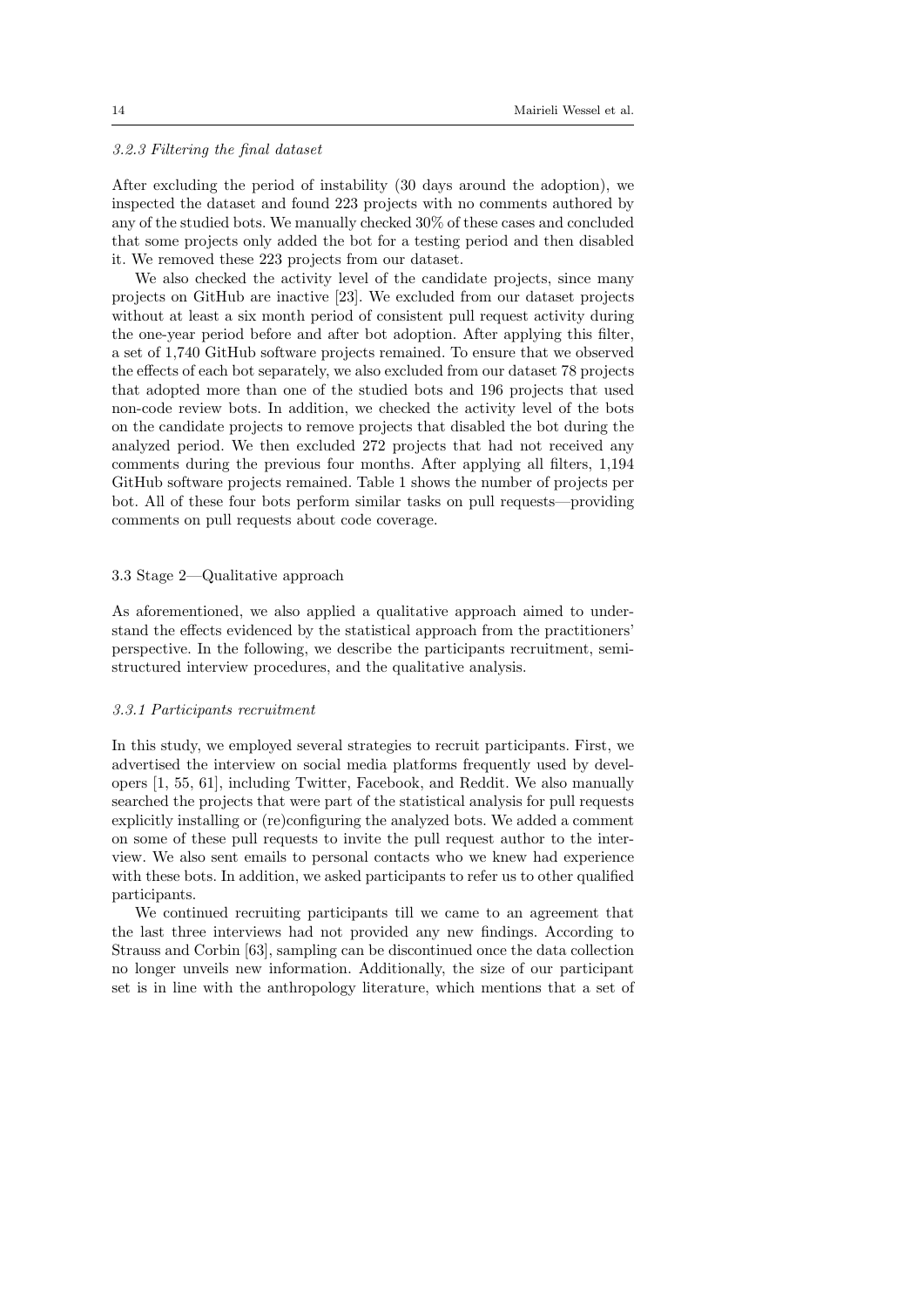#### 3.2.3 Filtering the final dataset

After excluding the period of instability (30 days around the adoption), we inspected the dataset and found 223 projects with no comments authored by any of the studied bots. We manually checked 30% of these cases and concluded that some projects only added the bot for a testing period and then disabled it. We removed these 223 projects from our dataset.

We also checked the activity level of the candidate projects, since many projects on GitHub are inactive [23]. We excluded from our dataset projects without at least a six month period of consistent pull request activity during the one-year period before and after bot adoption. After applying this filter, a set of 1,740 GitHub software projects remained. To ensure that we observed the effects of each bot separately, we also excluded from our dataset 78 projects that adopted more than one of the studied bots and 196 projects that used non-code review bots. In addition, we checked the activity level of the bots on the candidate projects to remove projects that disabled the bot during the analyzed period. We then excluded 272 projects that had not received any comments during the previous four months. After applying all filters, 1,194 GitHub software projects remained. Table 1 shows the number of projects per bot. All of these four bots perform similar tasks on pull requests—providing comments on pull requests about code coverage.

### 3.3 Stage 2—Qualitative approach

As aforementioned, we also applied a qualitative approach aimed to understand the effects evidenced by the statistical approach from the practitioners' perspective. In the following, we describe the participants recruitment, semi-structured interview procedures, and the qualitative analysis.

#### 3.3.1 Participants recruitment

In this study, we employed several strategies to recruit participants. First, we advertised the interview on social media platforms frequently used by developers [1, 55, 61], including Twitter, Facebook, and Reddit. We also manually searched the projects that were part of the statistical analysis for pull requests explicitly installing or (re)configuring the analyzed bots. We added a comment on some of these pull requests to invite the pull request author to the interview. We also sent emails to personal contacts who we knew had experience with these bots. In addition, we asked participants to refer us to other qualified participants.

We continued recruiting participants till we came to an agreement that the last three interviews had not provided any new findings. According to Strauss and Corbin [63], sampling can be discontinued once the data collection no longer unveils new information. Additionally, the size of our participant set is in line with the anthropology literature, which mentions that a set of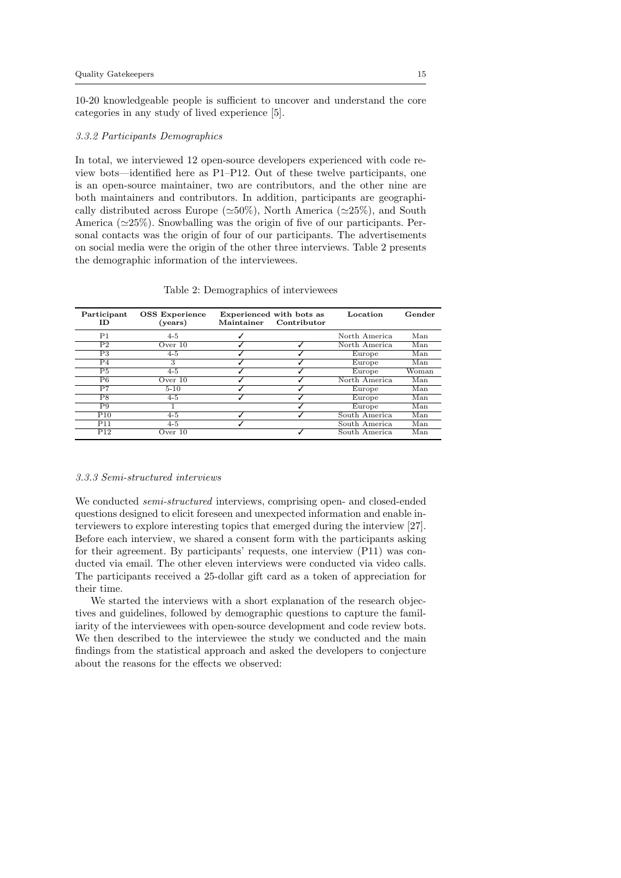10-20 knowledgeable people is sufficient to uncover and understand the core categories in any study of lived experience [5].

### 3.3.2 Participants Demographics

In total, we interviewed 12 open-source developers experienced with code review bots—identified here as P1–P12. Out of these twelve participants, one is an open-source maintainer, two are contributors, and the other nine are both maintainers and contributors. In addition, participants are geographically distributed across Europe (≃50%), North America (≃25%), and South America (≃25%). Snowballing was the origin of five of our participants. Personal contacts was the origin of four of our participants. The advertisements on social media were the origin of the other three interviews. Table 2 presents the demographic information of the interviewees.

Table 2: Demographics of interviewees

| Participant ID | OSS Experience (years) | Experienced with bots as Maintainer | Experienced with bots as Contributor | Location | Gender |
|---|---|---|---|---|---|
| P1 | 4-5 | ✓ | | North America | Man |
| P2 | Over 10 | ✓ | ✓ | North America | Man |
| P3 | 4-5 | ✓ | ✓ | Europe | Man |
| P4 | 3 | ✓ | ✓ | Europe | Man |
| P5 | 4-5 | ✓ | ✓ | Europe | Woman |
| P6 | Over 10 | ✓ | ✓ | North America | Man |
| P7 | 5-10 | ✓ | ✓ | Europe | Man |
| P8 | 4-5 | ✓ | ✓ | Europe | Man |
| P9 | 1 | | ✓ | Europe | Man |
| P10 | 4-5 | ✓ | ✓ | South America | Man |
| P11 | 4-5 | ✓ | | South America | Man |
| P12 | Over 10 | | ✓ | South America | Man |

### 3.3.3 Semi-structured interviews

We conducted *semi-structured* interviews, comprising open- and closed-ended questions designed to elicit foreseen and unexpected information and enable interviewers to explore interesting topics that emerged during the interview [27]. Before each interview, we shared a consent form with the participants asking for their agreement. By participants' requests, one interview (P11) was conducted via email. The other eleven interviews were conducted via video calls. The participants received a 25-dollar gift card as a token of appreciation for their time.

We started the interviews with a short explanation of the research objectives and guidelines, followed by demographic questions to capture the familiarity of the interviewees with open-source development and code review bots. We then described to the interviewee the study we conducted and the main findings from the statistical approach and asked the developers to conjecture about the reasons for the effects we observed: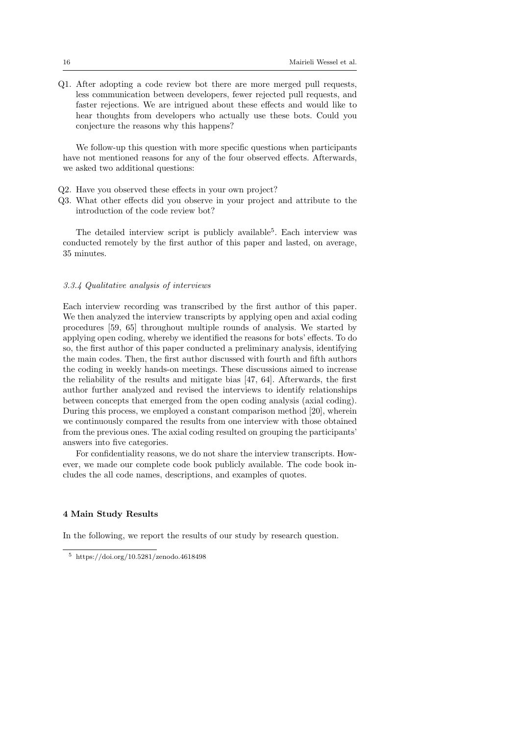Q1. After adopting a code review bot there are more merged pull requests, less communication between developers, fewer rejected pull requests, and faster rejections. We are intrigued about these effects and would like to hear thoughts from developers who actually use these bots. Could you conjecture the reasons why this happens?

We follow-up this question with more specific questions when participants have not mentioned reasons for any of the four observed effects. Afterwards, we asked two additional questions:

Q2. Have you observed these effects in your own project?

Q3. What other effects did you observe in your project and attribute to the introduction of the code review bot?

The detailed interview script is publicly available[5]. Each interview was conducted remotely by the first author of this paper and lasted, on average, 35 minutes.

#### 3.3.4 Qualitative analysis of interviews

Each interview recording was transcribed by the first author of this paper. We then analyzed the interview transcripts by applying open and axial coding procedures [59, 65] throughout multiple rounds of analysis. We started by applying open coding, whereby we identified the reasons for bots' effects. To do so, the first author of this paper conducted a preliminary analysis, identifying the main codes. Then, the first author discussed with fourth and fifth authors the coding in weekly hands-on meetings. These discussions aimed to increase the reliability of the results and mitigate bias [47, 64]. Afterwards, the first author further analyzed and revised the interviews to identify relationships between concepts that emerged from the open coding analysis (axial coding). During this process, we employed a constant comparison method [20], wherein we continuously compared the results from one interview with those obtained from the previous ones. The axial coding resulted on grouping the participants' answers into five categories.

For confidentiality reasons, we do not share the interview transcripts. However, we made our complete code book publicly available. The code book includes the all code names, descriptions, and examples of quotes.

## 4 Main Study Results

In the following, we report the results of our study by research question.

[5] https://doi.org/10.5281/zenodo.4618498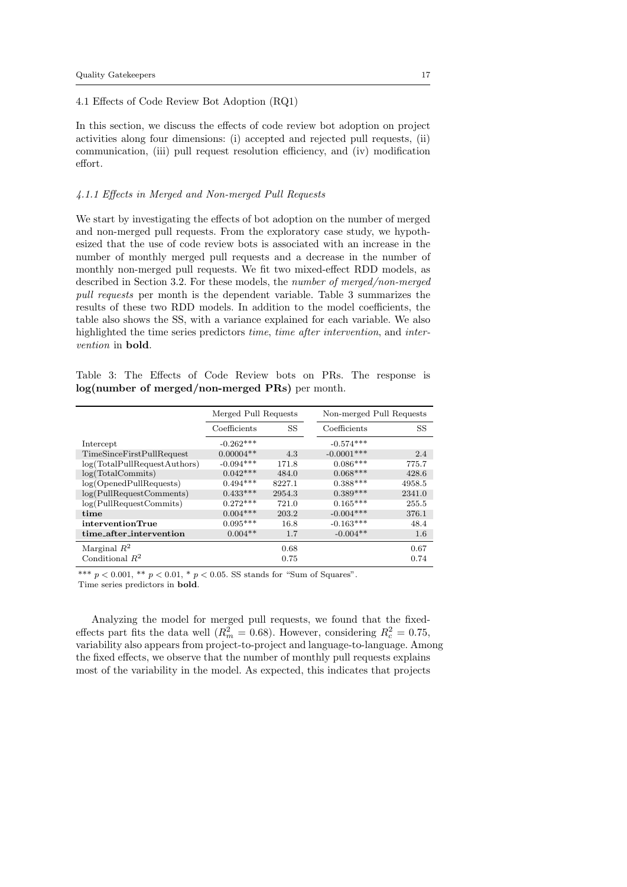### 4.1 Effects of Code Review Bot Adoption (RQ1)

In this section, we discuss the effects of code review bot adoption on project activities along four dimensions: (i) accepted and rejected pull requests, (ii) communication, (iii) pull request resolution efficiency, and (iv) modification effort.

#### *4.1.1 Effects in Merged and Non-merged Pull Requests*

We start by investigating the effects of bot adoption on the number of merged and non-merged pull requests. From the exploratory case study, we hypothesized that the use of code review bots is associated with an increase in the number of monthly merged pull requests and a decrease in the number of monthly non-merged pull requests. We fit two mixed-effect RDD models, as described in Section 3.2. For these models, the *number of merged/non-merged pull requests* per month is the dependent variable. Table 3 summarizes the results of these two RDD models. In addition to the model coefficients, the table also shows the SS, with a variance explained for each variable. We also highlighted the time series predictors *time*, *time after intervention*, and *intervention* in **bold**.

Table 3: The Effects of Code Review bots on PRs. The response is **log(number of merged/non-merged PRs)** per month.

| | Merged Pull Requests | | Non-merged Pull Requests | |
|---|---|---|---|---|
| | Coefficients | SS | Coefficients | SS |
| Intercept | -0.262*** | | -0.574*** | |
| TimeSinceFirstPullRequest | 0.00004** | 4.3 | -0.0001*** | 2.4 |
| log(TotalPullRequestAuthors) | -0.094*** | 171.8 | 0.086*** | 775.7 |
| log(TotalCommits) | 0.042*** | 484.0 | 0.068*** | 428.6 |
| log(OpenedPullRequests) | 0.494*** | 8227.1 | 0.388*** | 4958.5 |
| log(PullRequestComments) | 0.433*** | 2954.3 | 0.389*** | 2341.0 |
| log(PullRequestCommits) | 0.272*** | 721.0 | 0.165*** | 255.5 |
| **time** | 0.004*** | 203.2 | -0.004*** | 376.1 |
| **interventionTrue** | 0.095*** | 16.8 | -0.163*** | 48.4 |
| **time_after_intervention** | 0.004** | 1.7 | -0.004** | 1.6 |
| Marginal $R^2$ | | 0.68 | | 0.67 |
| Conditional $R^2$ | | 0.75 | | 0.74 |

*** $p < 0.001$, ** $p < 0.01$, * $p < 0.05$. SS stands for "Sum of Squares".
Time series predictors in **bold**.

Analyzing the model for merged pull requests, we found that the fixed-effects part fits the data well ($R^2_m = 0.68$). However, considering $R^2_c = 0.75$, variability also appears from project-to-project and language-to-language. Among the fixed effects, we observe that the number of monthly pull requests explains most of the variability in the model. As expected, this indicates that projects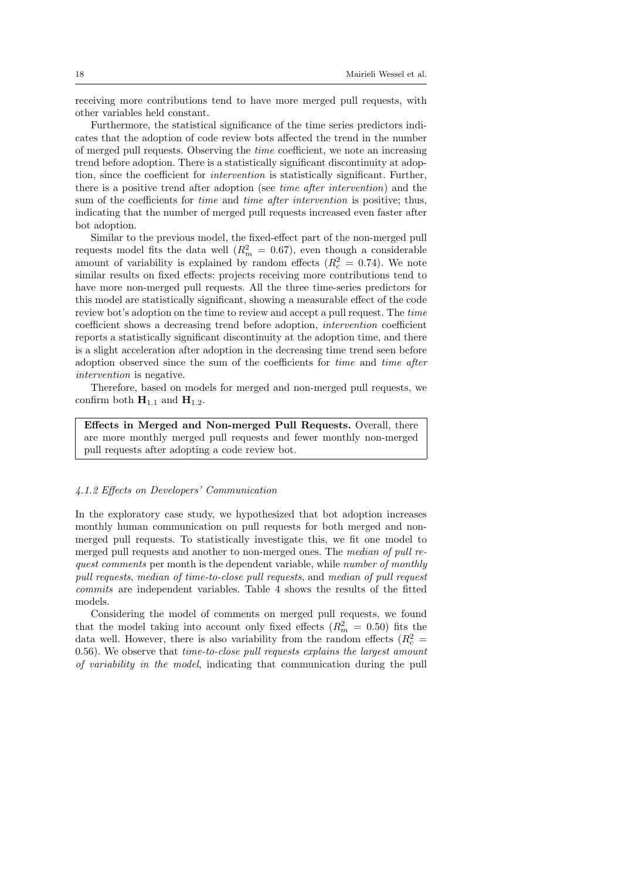receiving more contributions tend to have more merged pull requests, with other variables held constant.

Furthermore, the statistical significance of the time series predictors indicates that the adoption of code review bots affected the trend in the number of merged pull requests. Observing the *time* coefficient, we note an increasing trend before adoption. There is a statistically significant discontinuity at adoption, since the coefficient for *intervention* is statistically significant. Further, there is a positive trend after adoption (see *time after intervention*) and the sum of the coefficients for *time* and *time after intervention* is positive; thus, indicating that the number of merged pull requests increased even faster after bot adoption.

Similar to the previous model, the fixed-effect part of the non-merged pull requests model fits the data well ($R^2_m = 0.67$), even though a considerable amount of variability is explained by random effects ($R^2_c = 0.74$). We note similar results on fixed effects: projects receiving more contributions tend to have more non-merged pull requests. All the three time-series predictors for this model are statistically significant, showing a measurable effect of the code review bot's adoption on the time to review and accept a pull request. The *time* coefficient shows a decreasing trend before adoption, *intervention* coefficient reports a statistically significant discontinuity at the adoption time, and there is a slight acceleration after adoption in the decreasing time trend seen before adoption observed since the sum of the coefficients for *time* and *time after intervention* is negative.

Therefore, based on models for merged and non-merged pull requests, we confirm both $\mathbf{H}_{1.1}$ and $\mathbf{H}_{1.2}$.

> **Effects in Merged and Non-merged Pull Requests.** Overall, there are more monthly merged pull requests and fewer monthly non-merged pull requests after adopting a code review bot.

#### *4.1.2 Effects on Developers' Communication*

In the exploratory case study, we hypothesized that bot adoption increases monthly human communication on pull requests for both merged and non-merged pull requests. To statistically investigate this, we fit one model to merged pull requests and another to non-merged ones. The *median of pull request comments* per month is the dependent variable, while *number of monthly pull requests*, *median of time-to-close pull requests*, and *median of pull request commits* are independent variables. Table 4 shows the results of the fitted models.

Considering the model of comments on merged pull requests, we found that the model taking into account only fixed effects ($R^2_m = 0.50$) fits the data well. However, there is also variability from the random effects ($R^2_c = 0.56$). We observe that *time-to-close pull requests explains the largest amount of variability in the model*, indicating that communication during the pull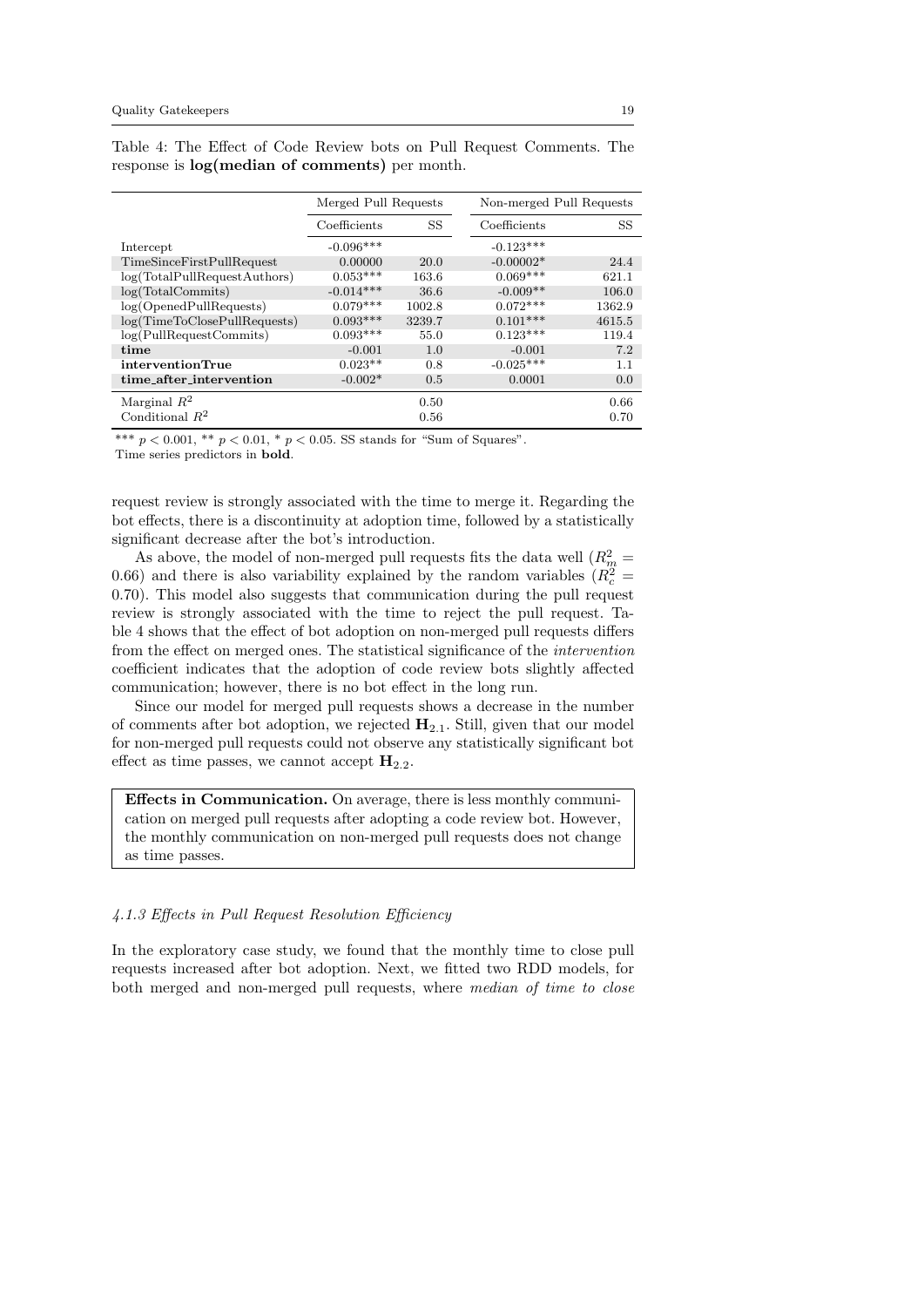Table 4: The Effect of Code Review bots on Pull Request Comments. The response is **log(median of comments)** per month.

| | Merged Pull Requests | | Non-merged Pull Requests | |
|---|---|---|---|---|
| | Coefficients | SS | Coefficients | SS |
| Intercept | -0.096*** | | -0.123*** | |
| TimeSinceFirstPullRequest | 0.00000 | 20.0 | -0.00002* | 24.4 |
| log(TotalPullRequestAuthors) | 0.053*** | 163.6 | 0.069*** | 621.1 |
| log(TotalCommits) | -0.014*** | 36.6 | -0.009** | 106.0 |
| log(OpenedPullRequests) | 0.079*** | 1002.8 | 0.072*** | 1362.9 |
| log(TimeToClosePullRequests) | 0.093*** | 3239.7 | 0.101*** | 4615.5 |
| log(PullRequestCommits) | 0.093*** | 55.0 | 0.123*** | 119.4 |
| **time** | -0.001 | 1.0 | -0.001 | 7.2 |
| **interventionTrue** | 0.023** | 0.8 | -0.025*** | 1.1 |
| **time_after_intervention** | -0.002* | 0.5 | 0.0001 | 0.0 |
| Marginal $R^2$ | | 0.50 | | 0.66 |
| Conditional $R^2$ | | 0.56 | | 0.70 |

*** $p < 0.001$, ** $p < 0.01$, * $p < 0.05$. SS stands for "Sum of Squares".
Time series predictors in **bold**.

request review is strongly associated with the time to merge it. Regarding the bot effects, there is a discontinuity at adoption time, followed by a statistically significant decrease after the bot's introduction.

As above, the model of non-merged pull requests fits the data well ($R^2_m = 0.66$) and there is also variability explained by the random variables ($R^2_c = 0.70$). This model also suggests that communication during the pull request review is strongly associated with the time to reject the pull request. Table 4 shows that the effect of bot adoption on non-merged pull requests differs from the effect on merged ones. The statistical significance of the *intervention* coefficient indicates that the adoption of code review bots slightly affected communication; however, there is no bot effect in the long run.

Since our model for merged pull requests shows a decrease in the number of comments after bot adoption, we rejected $\mathbf{H}_{2.1}$. Still, given that our model for non-merged pull requests could not observe any statistically significant bot effect as time passes, we cannot accept $\mathbf{H}_{2.2}$.

> **Effects in Communication.** On average, there is less monthly communication on merged pull requests after adopting a code review bot. However, the monthly communication on non-merged pull requests does not change as time passes.

#### *4.1.3 Effects in Pull Request Resolution Efficiency*

In the exploratory case study, we found that the monthly time to close pull requests increased after bot adoption. Next, we fitted two RDD models, for both merged and non-merged pull requests, where *median of time to close*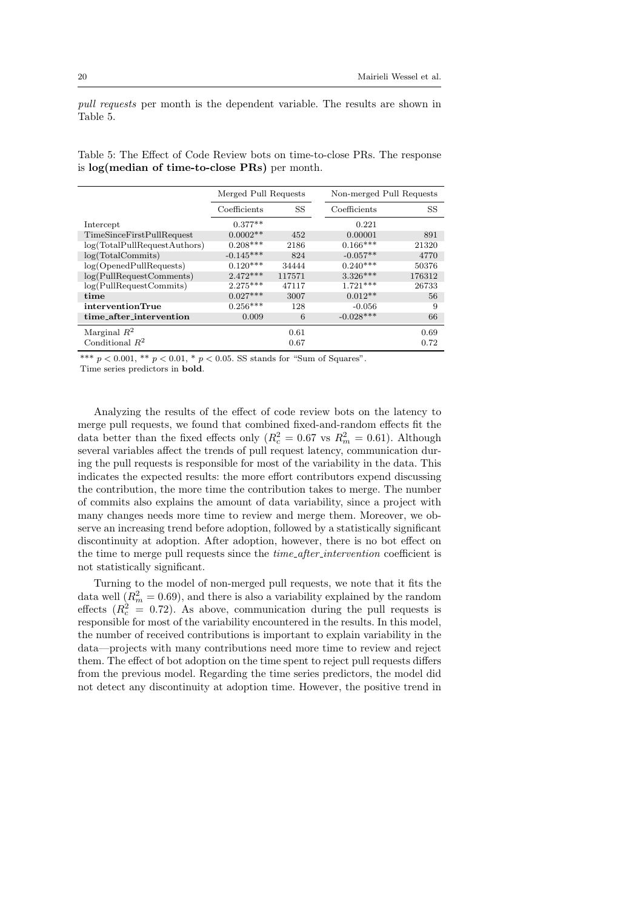*pull requests* per month is the dependent variable. The results are shown in Table 5.

Table 5: The Effect of Code Review bots on time-to-close PRs. The response is **log(median of time-to-close PRs)** per month.

| | Merged Pull Requests | | Non-merged Pull Requests | |
|---|---|---|---|---|
| | Coefficients | SS | Coefficients | SS |
| Intercept | 0.377** | | 0.221 | |
| TimeSinceFirstPullRequest | 0.0002** | 452 | 0.00001 | 891 |
| log(TotalPullRequestAuthors) | 0.208*** | 2186 | 0.166*** | 21320 |
| log(TotalCommits) | -0.145*** | 824 | -0.057** | 4770 |
| log(OpenedPullRequests) | 0.120*** | 34444 | 0.240*** | 50376 |
| log(PullRequestComments) | 2.472*** | 117571 | 3.326*** | 176312 |
| log(PullRequestCommits) | 2.275*** | 47117 | 1.721*** | 26733 |
| **time** | 0.027*** | 3007 | 0.012** | 56 |
| **interventionTrue** | 0.256*** | 128 | -0.056 | 9 |
| **time_after_intervention** | 0.009 | 6 | -0.028*** | 66 |
| Marginal $R^2$ | | 0.61 | | 0.69 |
| Conditional $R^2$ | | 0.67 | | 0.72 |

*** $p < 0.001$, ** $p < 0.01$, * $p < 0.05$. SS stands for "Sum of Squares".
Time series predictors in **bold**.

Analyzing the results of the effect of code review bots on the latency to merge pull requests, we found that combined fixed-and-random effects fit the data better than the fixed effects only ($R^2_c = 0.67$ vs $R^2_m = 0.61$). Although several variables affect the trends of pull request latency, communication during the pull requests is responsible for most of the variability in the data. This indicates the expected results: the more effort contributors expend discussing the contribution, the more time the contribution takes to merge. The number of commits also explains the amount of data variability, since a project with many changes needs more time to review and merge them. Moreover, we observe an increasing trend before adoption, followed by a statistically significant discontinuity at adoption. After adoption, however, there is no bot effect on the time to merge pull requests since the *time_after_intervention* coefficient is not statistically significant.

Turning to the model of non-merged pull requests, we note that it fits the data well ($R^2_m = 0.69$), and there is also a variability explained by the random effects ($R^2_c = 0.72$). As above, communication during the pull requests is responsible for most of the variability encountered in the results. In this model, the number of received contributions is important to explain variability in the data—projects with many contributions need more time to review and reject them. The effect of bot adoption on the time spent to reject pull requests differs from the previous model. Regarding the time series predictors, the model did not detect any discontinuity at adoption time. However, the positive trend in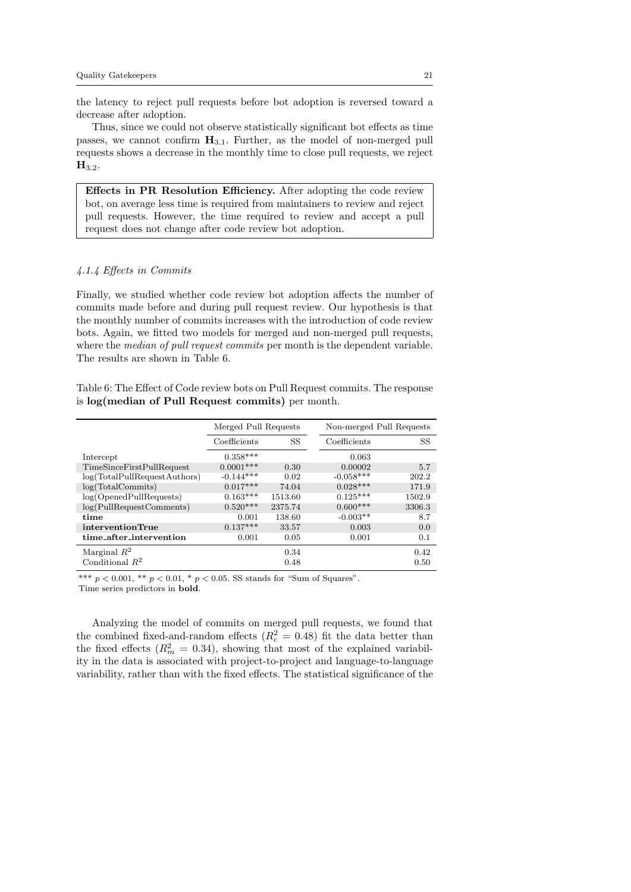the latency to reject pull requests before bot adoption is reversed toward a decrease after adoption.

Thus, since we could not observe statistically significant bot effects as time passes, we cannot confirm $\mathbf{H}_{3.1}$. Further, as the model of non-merged pull requests shows a decrease in the monthly time to close pull requests, we reject $\mathbf{H}_{3.2}$.

> **Effects in PR Resolution Efficiency.** After adopting the code review bot, on average less time is required from maintainers to review and reject pull requests. However, the time required to review and accept a pull request does not change after code review bot adoption.

#### *4.1.4 Effects in Commits*

Finally, we studied whether code review bot adoption affects the number of commits made before and during pull request review. Our hypothesis is that the monthly number of commits increases with the introduction of code review bots. Again, we fitted two models for merged and non-merged pull requests, where the *median of pull request commits* per month is the dependent variable. The results are shown in Table 6.

Table 6: The Effect of Code review bots on Pull Request commits. The response is **log(median of Pull Request commits)** per month.

| | Merged Pull Requests | | Non-merged Pull Requests | |
|---|---|---|---|---|
| | Coefficients | SS | Coefficients | SS |
| Intercept | 0.358*** | | 0.063 | |
| TimeSinceFirstPullRequest | 0.0001*** | 0.30 | 0.00002 | 5.7 |
| log(TotalPullRequestAuthors) | -0.144*** | 0.02 | -0.058*** | 202.2 |
| log(TotalCommits) | 0.017*** | 74.04 | 0.028*** | 171.9 |
| log(OpenedPullRequests) | 0.163*** | 1513.60 | 0.125*** | 1502.9 |
| log(PullRequestComments) | 0.520*** | 2375.74 | 0.600*** | 3306.3 |
| **time** | 0.001 | 138.60 | -0.003** | 8.7 |
| **interventionTrue** | 0.137*** | 33.57 | 0.003 | 0.0 |
| **time_after_intervention** | 0.001 | 0.05 | 0.001 | 0.1 |
| Marginal $R^2$ | | 0.34 | | 0.42 |
| Conditional $R^2$ | | 0.48 | | 0.50 |

*** $p < 0.001$, ** $p < 0.01$, * $p < 0.05$. SS stands for "Sum of Squares".
Time series predictors in **bold**.

Analyzing the model of commits on merged pull requests, we found that the combined fixed-and-random effects ($R^2_c = 0.48$) fit the data better than the fixed effects ($R^2_m = 0.34$), showing that most of the explained variability in the data is associated with project-to-project and language-to-language variability, rather than with the fixed effects. The statistical significance of the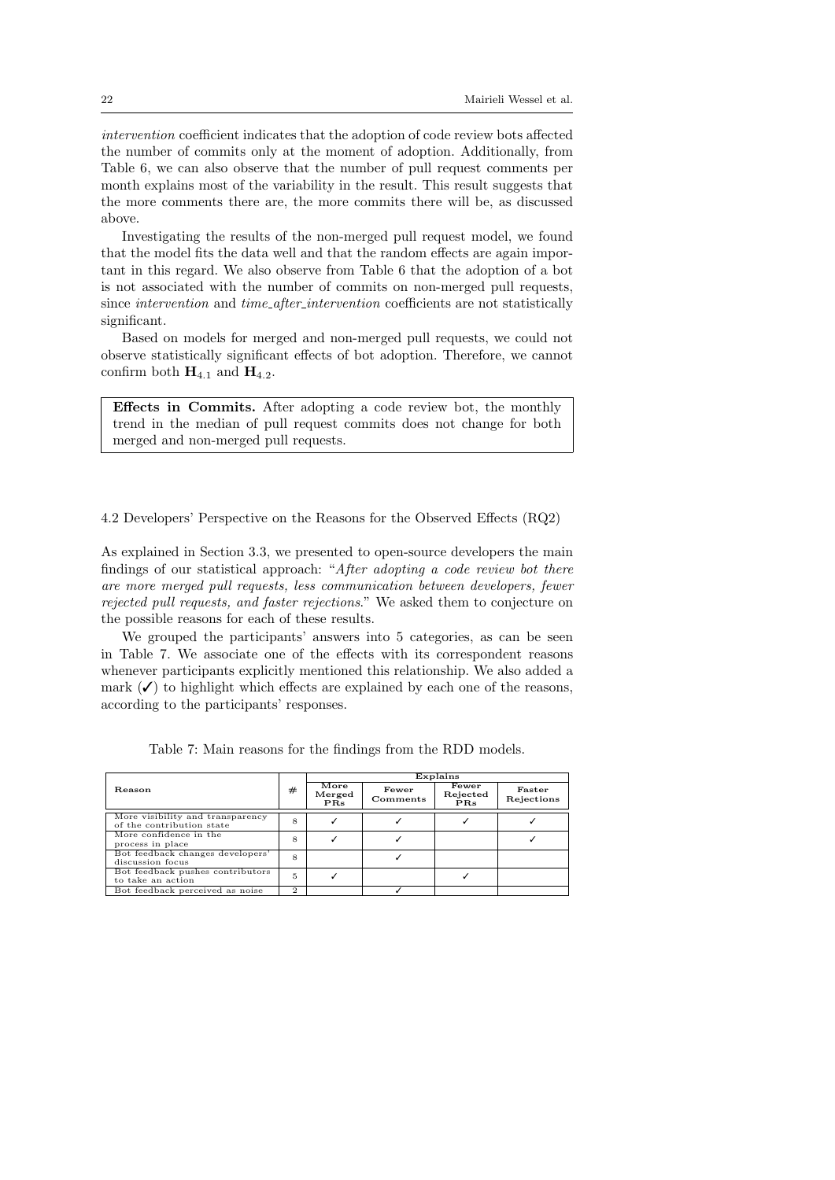*intervention* coefficient indicates that the adoption of code review bots affected the number of commits only at the moment of adoption. Additionally, from Table 6, we can also observe that the number of pull request comments per month explains most of the variability in the result. This result suggests that the more comments there are, the more commits there will be, as discussed above.

Investigating the results of the non-merged pull request model, we found that the model fits the data well and that the random effects are again important in this regard. We also observe from Table 6 that the adoption of a bot is not associated with the number of commits on non-merged pull requests, since *intervention* and *time_after_intervention* coefficients are not statistically significant.

Based on models for merged and non-merged pull requests, we could not observe statistically significant effects of bot adoption. Therefore, we cannot confirm both $\mathbf{H}_{4.1}$ and $\mathbf{H}_{4.2}$.

> **Effects in Commits.** After adopting a code review bot, the monthly trend in the median of pull request commits does not change for both merged and non-merged pull requests.

## 4.2 Developers' Perspective on the Reasons for the Observed Effects (RQ2)

As explained in Section 3.3, we presented to open-source developers the main findings of our statistical approach: "*After adopting a code review bot there are more merged pull requests, less communication between developers, fewer rejected pull requests, and faster rejections.*" We asked them to conjecture on the possible reasons for each of these results.

We grouped the participants' answers into 5 categories, as can be seen in Table 7. We associate one of the effects with its correspondent reasons whenever participants explicitly mentioned this relationship. We also added a mark (✓) to highlight which effects are explained by each one of the reasons, according to the participants' responses.

Table 7: Main reasons for the findings from the RDD models.

| Reason | # | Explains | | | |
|---|---|---|---|---|---|
| | | More Merged PRs | Fewer Comments | Fewer Rejected PRs | Faster Rejections |
| More visibility and transparency of the contribution state | 8 | ✓ | ✓ | ✓ | ✓ |
| More confidence in the process in place | 8 | ✓ | ✓ | | ✓ |
| Bot feedback changes developers' discussion focus | 8 | | ✓ | | |
| Bot feedback pushes contributors to take an action | 5 | ✓ | | ✓ | |
| Bot feedback perceived as noise | 2 | | ✓ | | |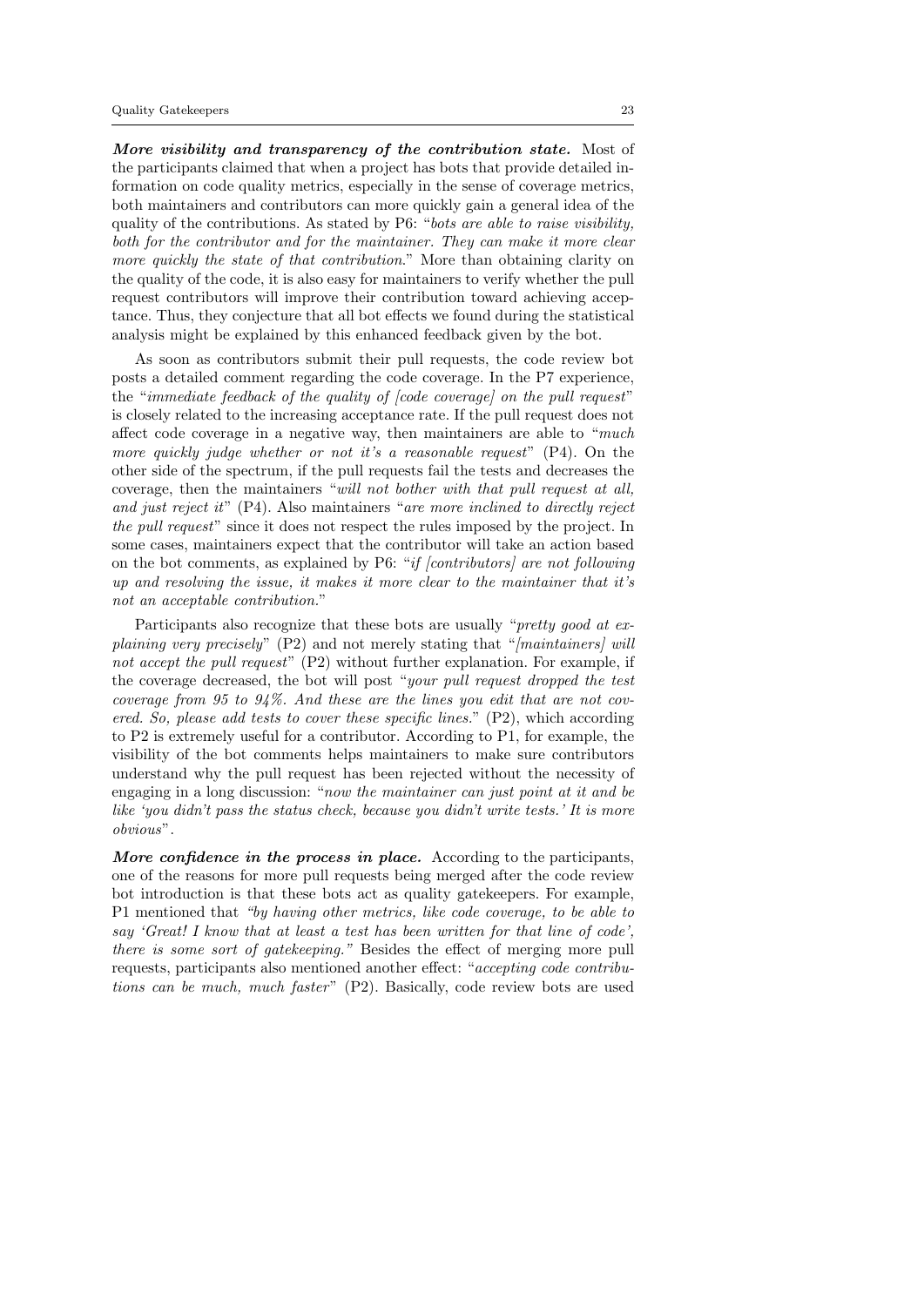***More visibility and transparency of the contribution state.*** Most of the participants claimed that when a project has bots that provide detailed information on code quality metrics, especially in the sense of coverage metrics, both maintainers and contributors can more quickly gain a general idea of the quality of the contributions. As stated by P6: "*bots are able to raise visibility, both for the contributor and for the maintainer. They can make it more clear more quickly the state of that contribution.*" More than obtaining clarity on the quality of the code, it is also easy for maintainers to verify whether the pull request contributors will improve their contribution toward achieving acceptance. Thus, they conjecture that all bot effects we found during the statistical analysis might be explained by this enhanced feedback given by the bot.

As soon as contributors submit their pull requests, the code review bot posts a detailed comment regarding the code coverage. In the P7 experience, the "*immediate feedback of the quality of [code coverage] on the pull request*" is closely related to the increasing acceptance rate. If the pull request does not affect code coverage in a negative way, then maintainers are able to "*much more quickly judge whether or not it's a reasonable request*" (P4). On the other side of the spectrum, if the pull requests fail the tests and decreases the coverage, then the maintainers "*will not bother with that pull request at all, and just reject it*" (P4). Also maintainers "*are more inclined to directly reject the pull request*" since it does not respect the rules imposed by the project. In some cases, maintainers expect that the contributor will take an action based on the bot comments, as explained by P6: "*if [contributors] are not following up and resolving the issue, it makes it more clear to the maintainer that it's not an acceptable contribution.*"

Participants also recognize that these bots are usually "*pretty good at explaining very precisely*" (P2) and not merely stating that "*[maintainers] will not accept the pull request*" (P2) without further explanation. For example, if the coverage decreased, the bot will post "*your pull request dropped the test coverage from 95 to 94%. And these are the lines you edit that are not covered. So, please add tests to cover these specific lines.*" (P2), which according to P2 is extremely useful for a contributor. According to P1, for example, the visibility of the bot comments helps maintainers to make sure contributors understand why the pull request has been rejected without the necessity of engaging in a long discussion: "*now the maintainer can just point at it and be like 'you didn't pass the status check, because you didn't write tests.' It is more obvious*".

***More confidence in the process in place.*** According to the participants, one of the reasons for more pull requests being merged after the code review bot introduction is that these bots act as quality gatekeepers. For example, P1 mentioned that *"by having other metrics, like code coverage, to be able to say 'Great! I know that at least a test has been written for that line of code', there is some sort of gatekeeping."* Besides the effect of merging more pull requests, participants also mentioned another effect: "*accepting code contributions can be much, much faster*" (P2). Basically, code review bots are used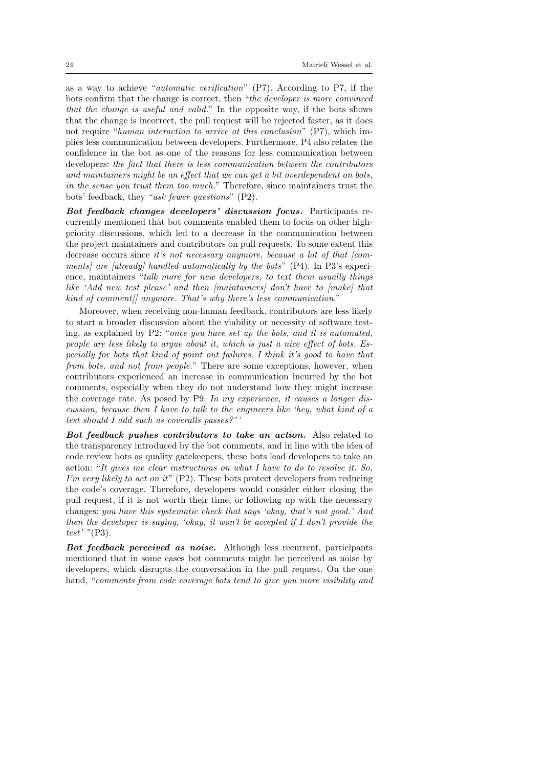as a way to achieve "*automatic verification*" (P7). According to P7, if the bots confirm that the change is correct, then "*the developer is more convinced that the change is useful and valid.*" In the opposite way, if the bots shows that the change is incorrect, the pull request will be rejected faster, as it does not require "*human interaction to arrive at this conclusion*" (P7), which implies less communication between developers. Furthermore, P4 also relates the confidence in the bot as one of the reasons for less communication between developers: *the fact that there is less communication between the contributors and maintainers might be an effect that we can get a bit overdependent on bots, in the sense you trust them too much.*" Therefore, since maintainers trust the bots' feedback, they "*ask fewer questions*" (P2).

***Bot feedback changes developers' discussion focus.*** Participants recurrently mentioned that bot comments enabled them to focus on other high-priority discussions, which led to a decrease in the communication between the project maintainers and contributors on pull requests. To some extent this decrease occurs since *it's not necessary anymore, because a lot of that [comments] are [already] handled automatically by the bots*" (P4). In P3's experience, maintainers "*talk more for new developers, to text them usually things like 'Add new test please' and then [maintainers] don't have to [make] that kind of comment[] anymore. That's why there's less communication.*"

Moreover, when receiving non-human feedback, contributors are less likely to start a broader discussion about the viability or necessity of software testing, as explained by P2: "*once you have set up the bots, and it is automated, people are less likely to argue about it, which is just a nice effect of bots. Especially for bots that kind of point out failures. I think it's good to have that from bots, and not from people.*" There are some exceptions, however, when contributors experienced an increase in communication incurred by the bot comments, especially when they do not understand how they might increase the coverage rate. As posed by P9: *In my experience, it causes a longer discussion, because then I have to talk to the engineers like 'hey, what kind of a test should I add such as coveralls passes?"'*

***Bot feedback pushes contributors to take an action.*** Also related to the transparency introduced by the bot comments, and in line with the idea of code review bots as quality gatekeepers, these bots lead developers to take an action: "*It gives me clear instructions on what I have to do to resolve it. So, I'm very likely to act on it*" (P2). These bots protect developers from reducing the code's coverage. Therefore, developers would consider either closing the pull request, if it is not worth their time, or following up with the necessary changes: *you have this systematic check that says 'okay, that's not good.' And then the developer is saying, 'okay, it won't be accepted if I don't provide the test' "*(P3).

***Bot feedback perceived as noise.*** Although less recurrent, participants mentioned that in some cases bot comments might be perceived as noise by developers, which disrupts the conversation in the pull request. On the one hand, "*comments from code coverage bots tend to give you more visibility and*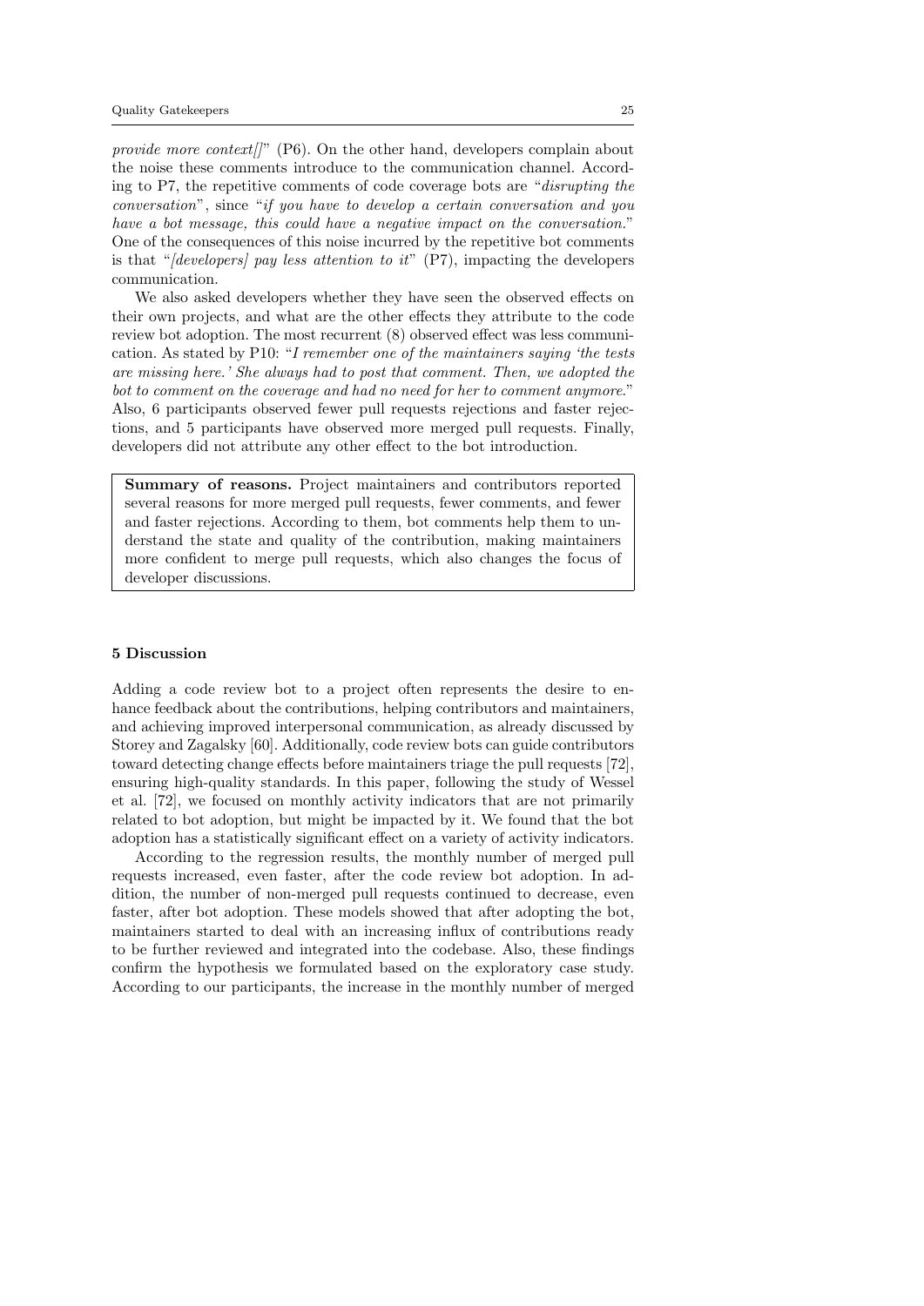*provide more context[]*" (P6). On the other hand, developers complain about the noise these comments introduce to the communication channel. According to P7, the repetitive comments of code coverage bots are "*disrupting the conversation*", since "*if you have to develop a certain conversation and you have a bot message, this could have a negative impact on the conversation.*" One of the consequences of this noise incurred by the repetitive bot comments is that "*[developers] pay less attention to it*" (P7), impacting the developers communication.

We also asked developers whether they have seen the observed effects on their own projects, and what are the other effects they attribute to the code review bot adoption. The most recurrent (8) observed effect was less communication. As stated by P10: "*I remember one of the maintainers saying 'the tests are missing here.' She always had to post that comment. Then, we adopted the bot to comment on the coverage and had no need for her to comment anymore.*" Also, 6 participants observed fewer pull requests rejections and faster rejections, and 5 participants have observed more merged pull requests. Finally, developers did not attribute any other effect to the bot introduction.

> **Summary of reasons.** Project maintainers and contributors reported several reasons for more merged pull requests, fewer comments, and fewer and faster rejections. According to them, bot comments help them to understand the state and quality of the contribution, making maintainers more confident to merge pull requests, which also changes the focus of developer discussions.

## 5 Discussion

Adding a code review bot to a project often represents the desire to enhance feedback about the contributions, helping contributors and maintainers, and achieving improved interpersonal communication, as already discussed by Storey and Zagalsky [60]. Additionally, code review bots can guide contributors toward detecting change effects before maintainers triage the pull requests [72], ensuring high-quality standards. In this paper, following the study of Wessel et al. [72], we focused on monthly activity indicators that are not primarily related to bot adoption, but might be impacted by it. We found that the bot adoption has a statistically significant effect on a variety of activity indicators.

According to the regression results, the monthly number of merged pull requests increased, even faster, after the code review bot adoption. In addition, the number of non-merged pull requests continued to decrease, even faster, after bot adoption. These models showed that after adopting the bot, maintainers started to deal with an increasing influx of contributions ready to be further reviewed and integrated into the codebase. Also, these findings confirm the hypothesis we formulated based on the exploratory case study. According to our participants, the increase in the monthly number of merged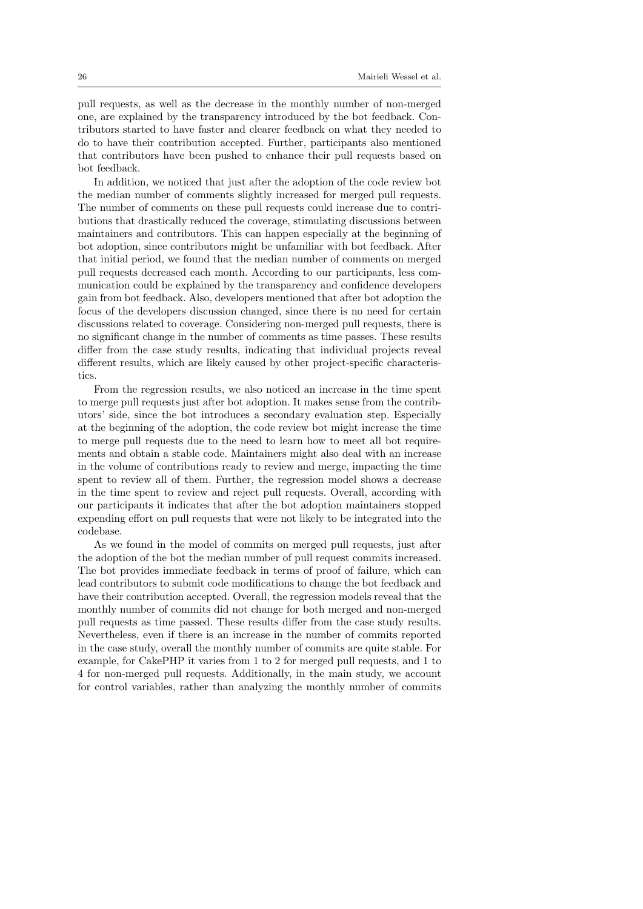pull requests, as well as the decrease in the monthly number of non-merged one, are explained by the transparency introduced by the bot feedback. Contributors started to have faster and clearer feedback on what they needed to do to have their contribution accepted. Further, participants also mentioned that contributors have been pushed to enhance their pull requests based on bot feedback.

In addition, we noticed that just after the adoption of the code review bot the median number of comments slightly increased for merged pull requests. The number of comments on these pull requests could increase due to contributions that drastically reduced the coverage, stimulating discussions between maintainers and contributors. This can happen especially at the beginning of bot adoption, since contributors might be unfamiliar with bot feedback. After that initial period, we found that the median number of comments on merged pull requests decreased each month. According to our participants, less communication could be explained by the transparency and confidence developers gain from bot feedback. Also, developers mentioned that after bot adoption the focus of the developers discussion changed, since there is no need for certain discussions related to coverage. Considering non-merged pull requests, there is no significant change in the number of comments as time passes. These results differ from the case study results, indicating that individual projects reveal different results, which are likely caused by other project-specific characteristics.

From the regression results, we also noticed an increase in the time spent to merge pull requests just after bot adoption. It makes sense from the contributors' side, since the bot introduces a secondary evaluation step. Especially at the beginning of the adoption, the code review bot might increase the time to merge pull requests due to the need to learn how to meet all bot requirements and obtain a stable code. Maintainers might also deal with an increase in the volume of contributions ready to review and merge, impacting the time spent to review all of them. Further, the regression model shows a decrease in the time spent to review and reject pull requests. Overall, according with our participants it indicates that after the bot adoption maintainers stopped expending effort on pull requests that were not likely to be integrated into the codebase.

As we found in the model of commits on merged pull requests, just after the adoption of the bot the median number of pull request commits increased. The bot provides immediate feedback in terms of proof of failure, which can lead contributors to submit code modifications to change the bot feedback and have their contribution accepted. Overall, the regression models reveal that the monthly number of commits did not change for both merged and non-merged pull requests as time passed. These results differ from the case study results. Nevertheless, even if there is an increase in the number of commits reported in the case study, overall the monthly number of commits are quite stable. For example, for CakePHP it varies from 1 to 2 for merged pull requests, and 1 to 4 for non-merged pull requests. Additionally, in the main study, we account for control variables, rather than analyzing the monthly number of commits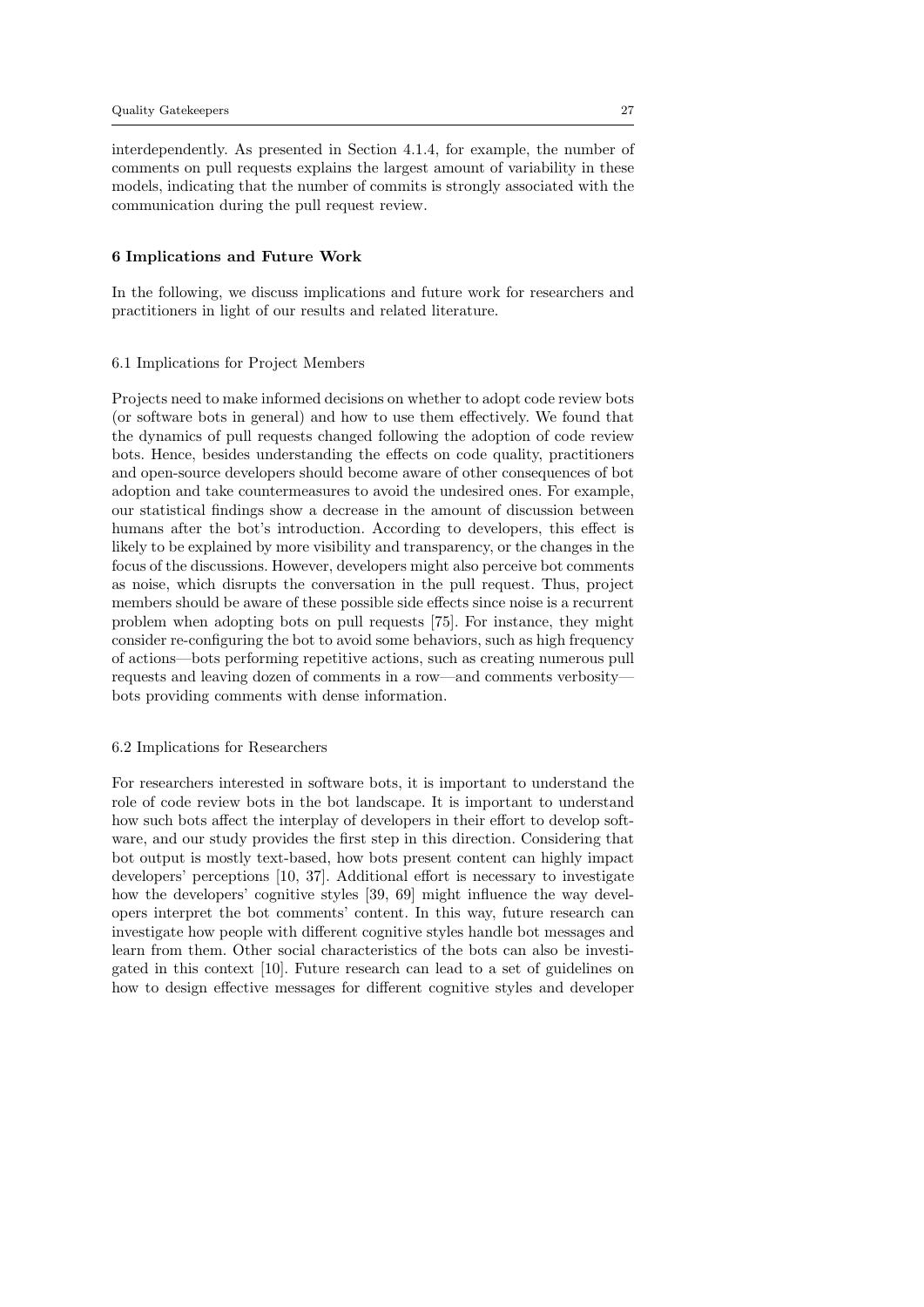interdependently. As presented in Section 4.1.4, for example, the number of comments on pull requests explains the largest amount of variability in these models, indicating that the number of commits is strongly associated with the communication during the pull request review.

## 6 Implications and Future Work

In the following, we discuss implications and future work for researchers and practitioners in light of our results and related literature.

### 6.1 Implications for Project Members

Projects need to make informed decisions on whether to adopt code review bots (or software bots in general) and how to use them effectively. We found that the dynamics of pull requests changed following the adoption of code review bots. Hence, besides understanding the effects on code quality, practitioners and open-source developers should become aware of other consequences of bot adoption and take countermeasures to avoid the undesired ones. For example, our statistical findings show a decrease in the amount of discussion between humans after the bot's introduction. According to developers, this effect is likely to be explained by more visibility and transparency, or the changes in the focus of the discussions. However, developers might also perceive bot comments as noise, which disrupts the conversation in the pull request. Thus, project members should be aware of these possible side effects since noise is a recurrent problem when adopting bots on pull requests [75]. For instance, they might consider re-configuring the bot to avoid some behaviors, such as high frequency of actions—bots performing repetitive actions, such as creating numerous pull requests and leaving dozen of comments in a row—and comments verbosity—bots providing comments with dense information.

### 6.2 Implications for Researchers

For researchers interested in software bots, it is important to understand the role of code review bots in the bot landscape. It is important to understand how such bots affect the interplay of developers in their effort to develop software, and our study provides the first step in this direction. Considering that bot output is mostly text-based, how bots present content can highly impact developers' perceptions [10, 37]. Additional effort is necessary to investigate how the developers' cognitive styles [39, 69] might influence the way developers interpret the bot comments' content. In this way, future research can investigate how people with different cognitive styles handle bot messages and learn from them. Other social characteristics of the bots can also be investigated in this context [10]. Future research can lead to a set of guidelines on how to design effective messages for different cognitive styles and developer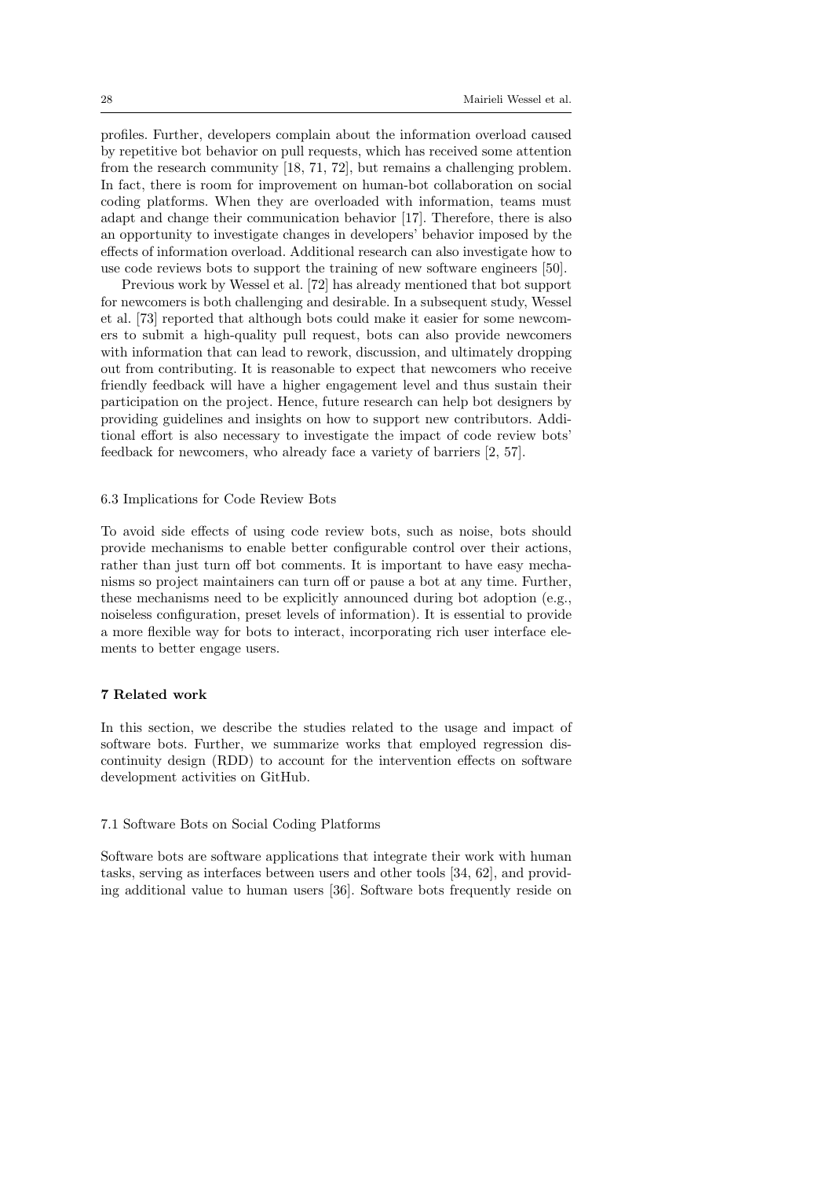profiles. Further, developers complain about the information overload caused by repetitive bot behavior on pull requests, which has received some attention from the research community [18, 71, 72], but remains a challenging problem. In fact, there is room for improvement on human-bot collaboration on social coding platforms. When they are overloaded with information, teams must adapt and change their communication behavior [17]. Therefore, there is also an opportunity to investigate changes in developers' behavior imposed by the effects of information overload. Additional research can also investigate how to use code reviews bots to support the training of new software engineers [50].

Previous work by Wessel et al. [72] has already mentioned that bot support for newcomers is both challenging and desirable. In a subsequent study, Wessel et al. [73] reported that although bots could make it easier for some newcomers to submit a high-quality pull request, bots can also provide newcomers with information that can lead to rework, discussion, and ultimately dropping out from contributing. It is reasonable to expect that newcomers who receive friendly feedback will have a higher engagement level and thus sustain their participation on the project. Hence, future research can help bot designers by providing guidelines and insights on how to support new contributors. Additional effort is also necessary to investigate the impact of code review bots' feedback for newcomers, who already face a variety of barriers [2, 57].

### 6.3 Implications for Code Review Bots

To avoid side effects of using code review bots, such as noise, bots should provide mechanisms to enable better configurable control over their actions, rather than just turn off bot comments. It is important to have easy mechanisms so project maintainers can turn off or pause a bot at any time. Further, these mechanisms need to be explicitly announced during bot adoption (e.g., noiseless configuration, preset levels of information). It is essential to provide a more flexible way for bots to interact, incorporating rich user interface elements to better engage users.

## 7 Related work

In this section, we describe the studies related to the usage and impact of software bots. Further, we summarize works that employed regression discontinuity design (RDD) to account for the intervention effects on software development activities on GitHub.

### 7.1 Software Bots on Social Coding Platforms

Software bots are software applications that integrate their work with human tasks, serving as interfaces between users and other tools [34, 62], and providing additional value to human users [36]. Software bots frequently reside on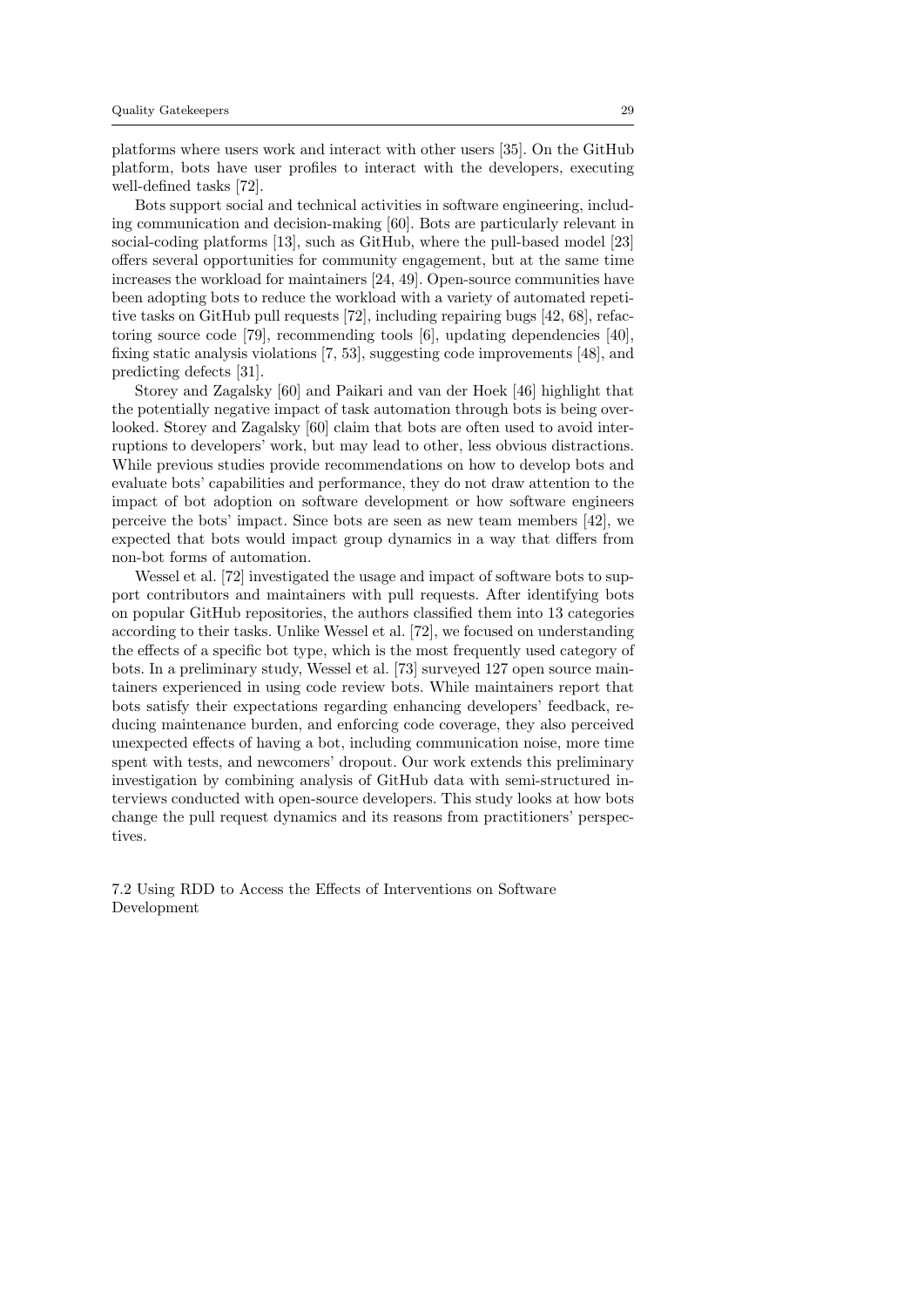platforms where users work and interact with other users [35]. On the GitHub platform, bots have user profiles to interact with the developers, executing well-defined tasks [72].

Bots support social and technical activities in software engineering, including communication and decision-making [60]. Bots are particularly relevant in social-coding platforms [13], such as GitHub, where the pull-based model [23] offers several opportunities for community engagement, but at the same time increases the workload for maintainers [24, 49]. Open-source communities have been adopting bots to reduce the workload with a variety of automated repetitive tasks on GitHub pull requests [72], including repairing bugs [42, 68], refactoring source code [79], recommending tools [6], updating dependencies [40], fixing static analysis violations [7, 53], suggesting code improvements [48], and predicting defects [31].

Storey and Zagalsky [60] and Paikari and van der Hoek [46] highlight that the potentially negative impact of task automation through bots is being overlooked. Storey and Zagalsky [60] claim that bots are often used to avoid interruptions to developers' work, but may lead to other, less obvious distractions. While previous studies provide recommendations on how to develop bots and evaluate bots' capabilities and performance, they do not draw attention to the impact of bot adoption on software development or how software engineers perceive the bots' impact. Since bots are seen as new team members [42], we expected that bots would impact group dynamics in a way that differs from non-bot forms of automation.

Wessel et al. [72] investigated the usage and impact of software bots to support contributors and maintainers with pull requests. After identifying bots on popular GitHub repositories, the authors classified them into 13 categories according to their tasks. Unlike Wessel et al. [72], we focused on understanding the effects of a specific bot type, which is the most frequently used category of bots. In a preliminary study, Wessel et al. [73] surveyed 127 open source maintainers experienced in using code review bots. While maintainers report that bots satisfy their expectations regarding enhancing developers' feedback, reducing maintenance burden, and enforcing code coverage, they also perceived unexpected effects of having a bot, including communication noise, more time spent with tests, and newcomers' dropout. Our work extends this preliminary investigation by combining analysis of GitHub data with semi-structured interviews conducted with open-source developers. This study looks at how bots change the pull request dynamics and its reasons from practitioners' perspectives.

### 7.2 Using RDD to Access the Effects of Interventions on Software Development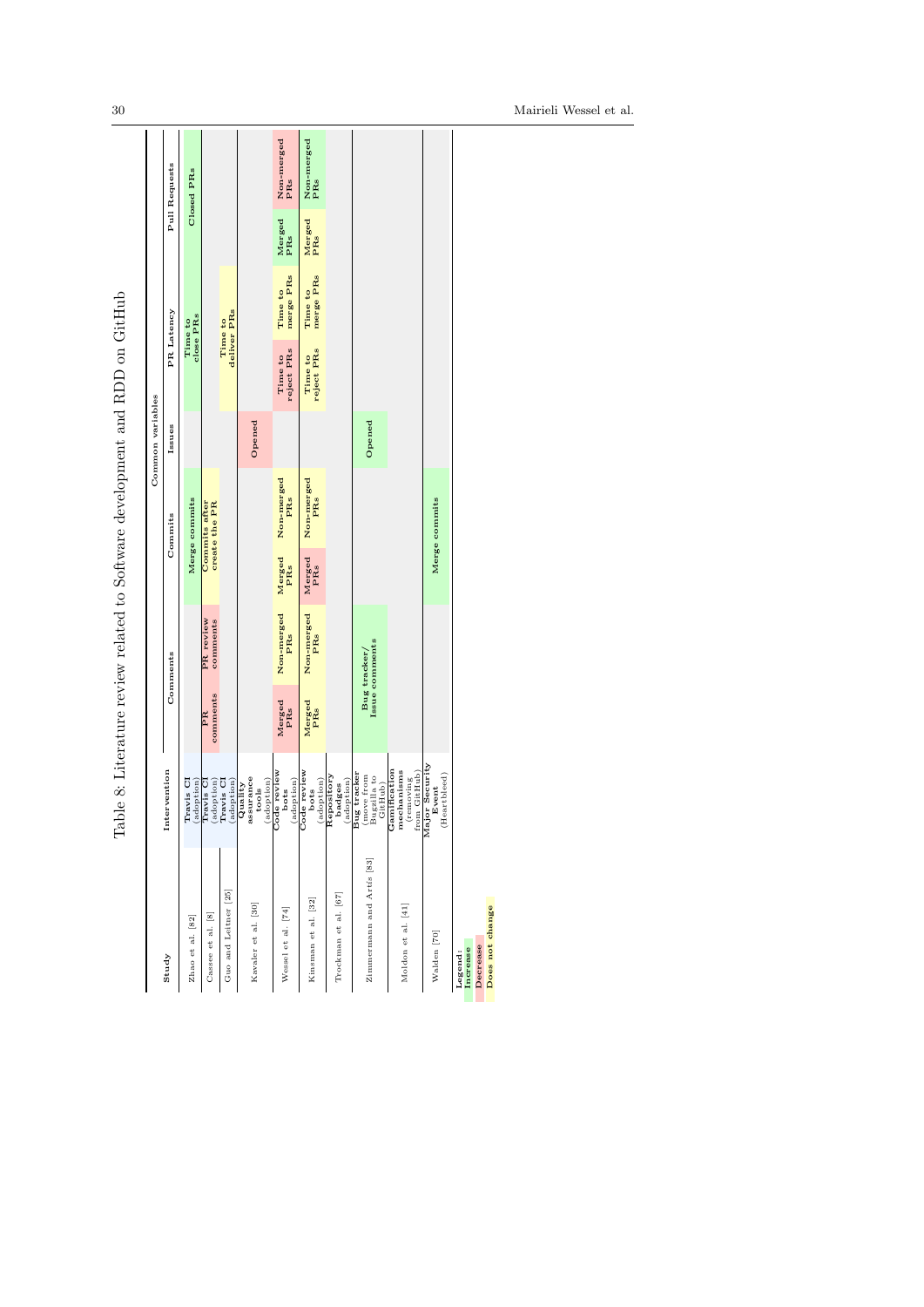Table 8: Literature review related to Software development and RDD on GitHub

Cell colours in the original are rendered in parentheses.

| Study | Intervention | Common variables: Comments | | Commits | | Issues | PR Latency | | Pull Requests | |
|---|---|---|---|---|---|---|---|---|---|---|
| Zhao et al. [82] | Travis CI (adoption) | | | Merge commits (Increase) | | | Time to close PRs (Increase) | | Closed PRs (Increase) | |
| Cassee et al. [8] | Travis CI (adoption) | PR comments (Decrease) | PR review comments (Decrease) | Commits after create the PR (Does not change) | | | | | | |
| Guo and Leitner [25] | Travis CI (adoption) | | | | | | | Time to deliver PRs (Does not change) | | |
| Kavaler et al. [30] | Quality assurance tools (adoption) | | | | | Opened (Decrease) | | | | |
| Wessel et al. [74] | Code review bots (adoption) | Merged PRs (Decrease) | Non-merged PRs (Does not change) | Merged PRs (Does not change) | Non-merged PRs (Does not change) | | Time to reject PRs (Decrease) | Time to merge PRs (Does not change) | Merged PRs (Increase) | Non-merged PRs (Decrease) |
| Kinsman et al. [32] | Code review bots (adoption) | Merged PRs (Does not change) | Non-merged PRs (Does not change) | Merged PRs (Decrease) | Non-merged PRs (Does not change) | | Time to reject PRs (Does not change) | Time to merge PRs (Does not change) | Merged PRs (Does not change) | Non-merged PRs (Increase) |
| Trockman et al. [67] | Repository badges (adoption) | | | | | | | | | |
| Zimmermann and Artís [83] | Bug tracker (move from Bugzilla to GitHub) | Bug tracker/ Issue comments (Increase) | | | | Opened (Increase) | | | | |
| Moldon et al. [41] | Gamification mechanisms (removing from GitHub) | | | | | | | | | |
| Walden [70] | Major Security Event (Heartbleed) | | | Merge commits (Increase) | | | | | | |

Legend:
- Increase (green)
- Decrease (red)
- Does not change (yellow)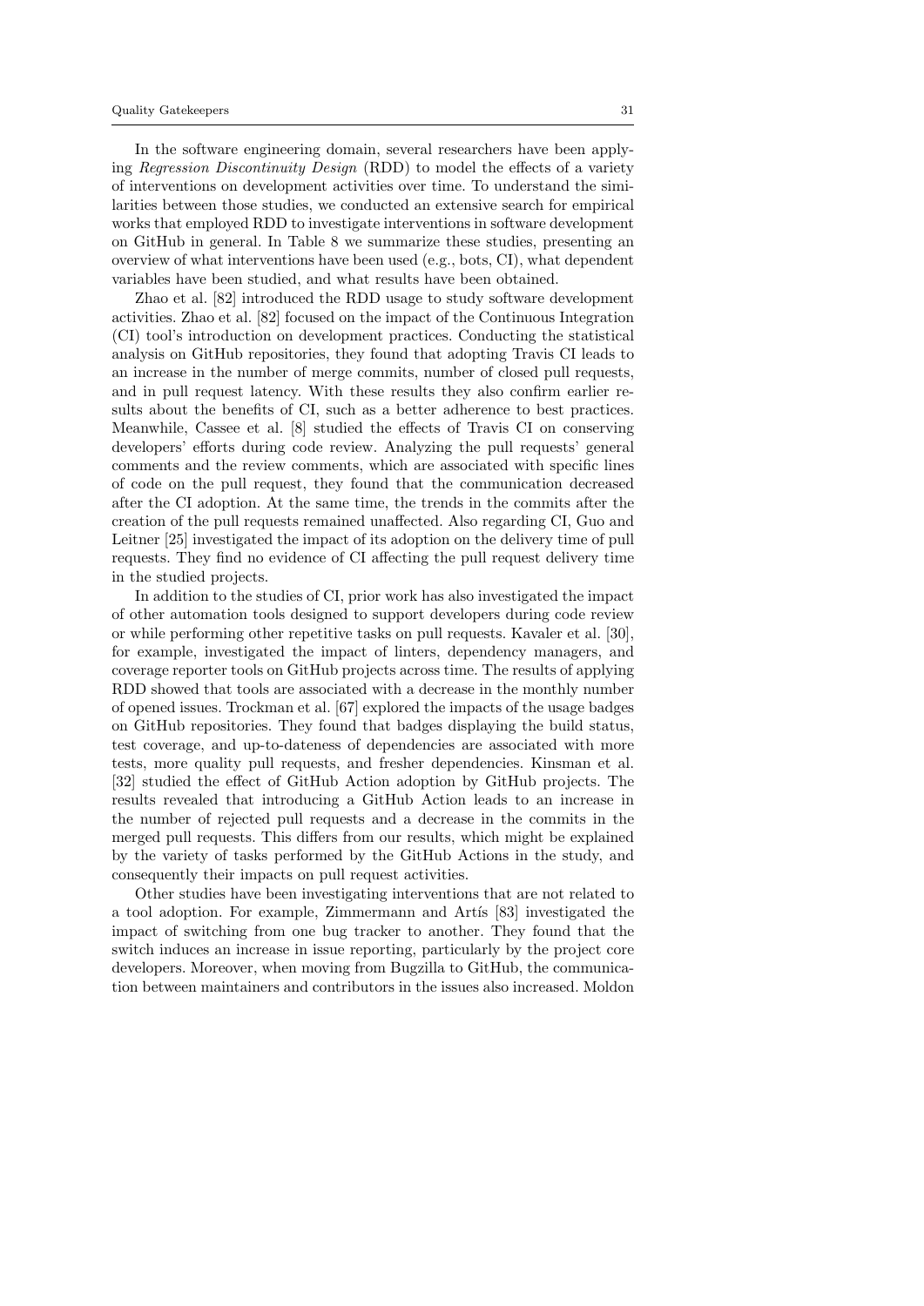In the software engineering domain, several researchers have been applying *Regression Discontinuity Design* (RDD) to model the effects of a variety of interventions on development activities over time. To understand the similarities between those studies, we conducted an extensive search for empirical works that employed RDD to investigate interventions in software development on GitHub in general. In Table 8 we summarize these studies, presenting an overview of what interventions have been used (e.g., bots, CI), what dependent variables have been studied, and what results have been obtained.

Zhao et al. [82] introduced the RDD usage to study software development activities. Zhao et al. [82] focused on the impact of the Continuous Integration (CI) tool's introduction on development practices. Conducting the statistical analysis on GitHub repositories, they found that adopting Travis CI leads to an increase in the number of merge commits, number of closed pull requests, and in pull request latency. With these results they also confirm earlier results about the benefits of CI, such as a better adherence to best practices. Meanwhile, Cassee et al. [8] studied the effects of Travis CI on conserving developers' efforts during code review. Analyzing the pull requests' general comments and the review comments, which are associated with specific lines of code on the pull request, they found that the communication decreased after the CI adoption. At the same time, the trends in the commits after the creation of the pull requests remained unaffected. Also regarding CI, Guo and Leitner [25] investigated the impact of its adoption on the delivery time of pull requests. They find no evidence of CI affecting the pull request delivery time in the studied projects.

In addition to the studies of CI, prior work has also investigated the impact of other automation tools designed to support developers during code review or while performing other repetitive tasks on pull requests. Kavaler et al. [30], for example, investigated the impact of linters, dependency managers, and coverage reporter tools on GitHub projects across time. The results of applying RDD showed that tools are associated with a decrease in the monthly number of opened issues. Trockman et al. [67] explored the impacts of the usage badges on GitHub repositories. They found that badges displaying the build status, test coverage, and up-to-dateness of dependencies are associated with more tests, more quality pull requests, and fresher dependencies. Kinsman et al. [32] studied the effect of GitHub Action adoption by GitHub projects. The results revealed that introducing a GitHub Action leads to an increase in the number of rejected pull requests and a decrease in the commits in the merged pull requests. This differs from our results, which might be explained by the variety of tasks performed by the GitHub Actions in the study, and consequently their impacts on pull request activities.

Other studies have been investigating interventions that are not related to a tool adoption. For example, Zimmermann and Artís [83] investigated the impact of switching from one bug tracker to another. They found that the switch induces an increase in issue reporting, particularly by the project core developers. Moreover, when moving from Bugzilla to GitHub, the communication between maintainers and contributors in the issues also increased. Moldon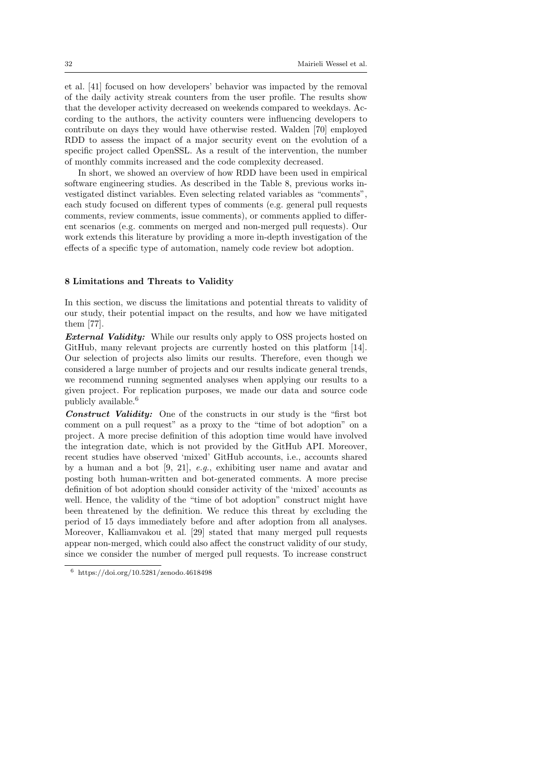et al. [41] focused on how developers' behavior was impacted by the removal of the daily activity streak counters from the user profile. The results show that the developer activity decreased on weekends compared to weekdays. According to the authors, the activity counters were influencing developers to contribute on days they would have otherwise rested. Walden [70] employed RDD to assess the impact of a major security event on the evolution of a specific project called OpenSSL. As a result of the intervention, the number of monthly commits increased and the code complexity decreased.

In short, we showed an overview of how RDD have been used in empirical software engineering studies. As described in the Table 8, previous works investigated distinct variables. Even selecting related variables as "comments", each study focused on different types of comments (e.g. general pull requests comments, review comments, issue comments), or comments applied to different scenarios (e.g. comments on merged and non-merged pull requests). Our work extends this literature by providing a more in-depth investigation of the effects of a specific type of automation, namely code review bot adoption.

## 8 Limitations and Threats to Validity

In this section, we discuss the limitations and potential threats to validity of our study, their potential impact on the results, and how we have mitigated them [77].

***External Validity:*** While our results only apply to OSS projects hosted on GitHub, many relevant projects are currently hosted on this platform [14]. Our selection of projects also limits our results. Therefore, even though we considered a large number of projects and our results indicate general trends, we recommend running segmented analyses when applying our results to a given project. For replication purposes, we made our data and source code publicly available.[6]

***Construct Validity:*** One of the constructs in our study is the "first bot comment on a pull request" as a proxy to the "time of bot adoption" on a project. A more precise definition of this adoption time would have involved the integration date, which is not provided by the GitHub API. Moreover, recent studies have observed 'mixed' GitHub accounts, i.e., accounts shared by a human and a bot [9, 21], *e.g.*, exhibiting user name and avatar and posting both human-written and bot-generated comments. A more precise definition of bot adoption should consider activity of the 'mixed' accounts as well. Hence, the validity of the "time of bot adoption" construct might have been threatened by the definition. We reduce this threat by excluding the period of 15 days immediately before and after adoption from all analyses. Moreover, Kalliamvakou et al. [29] stated that many merged pull requests appear non-merged, which could also affect the construct validity of our study, since we consider the number of merged pull requests. To increase construct

[6] https://doi.org/10.5281/zenodo.4618498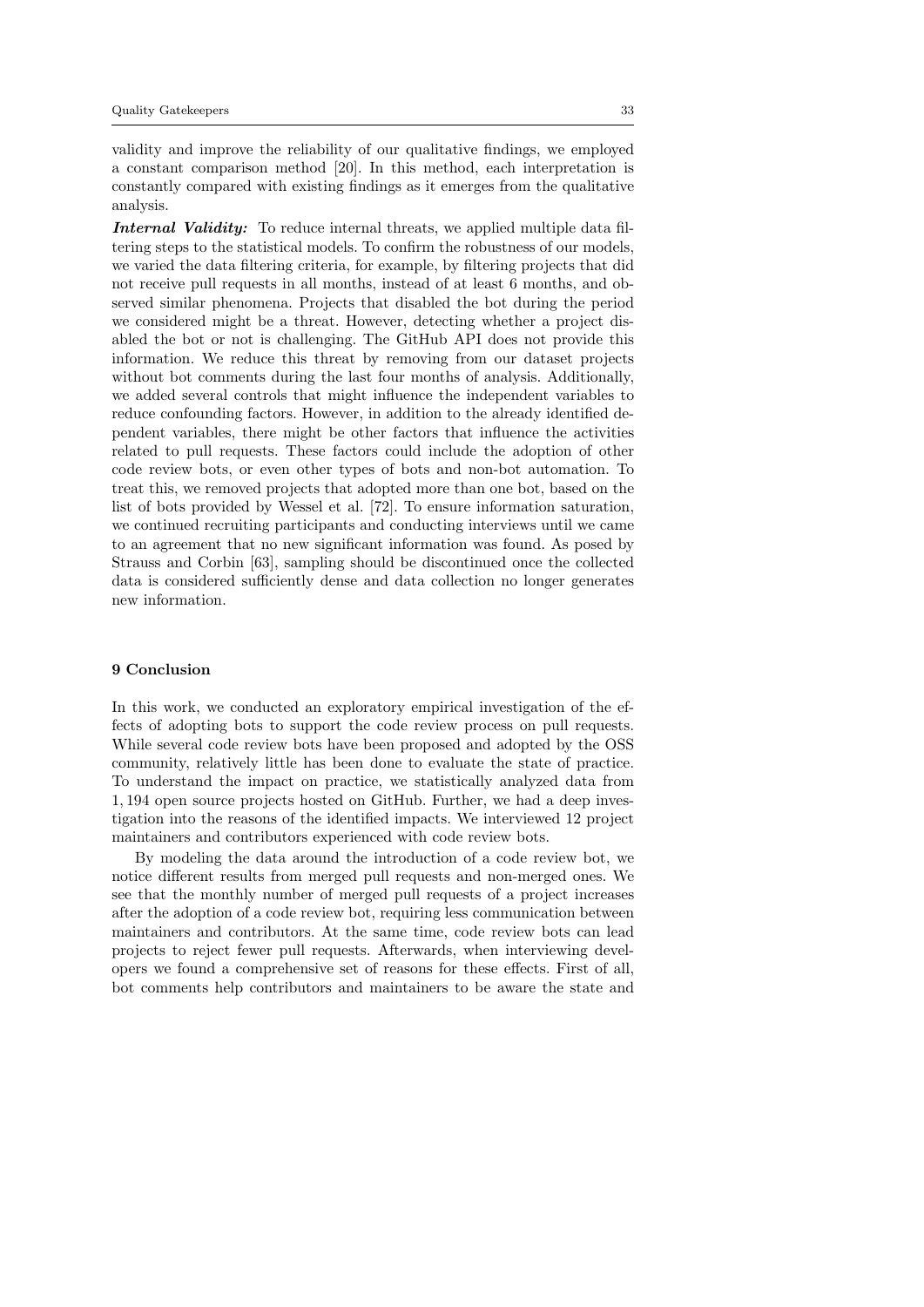validity and improve the reliability of our qualitative findings, we employed a constant comparison method [20]. In this method, each interpretation is constantly compared with existing findings as it emerges from the qualitative analysis.

***Internal Validity:*** To reduce internal threats, we applied multiple data filtering steps to the statistical models. To confirm the robustness of our models, we varied the data filtering criteria, for example, by filtering projects that did not receive pull requests in all months, instead of at least 6 months, and observed similar phenomena. Projects that disabled the bot during the period we considered might be a threat. However, detecting whether a project disabled the bot or not is challenging. The GitHub API does not provide this information. We reduce this threat by removing from our dataset projects without bot comments during the last four months of analysis. Additionally, we added several controls that might influence the independent variables to reduce confounding factors. However, in addition to the already identified dependent variables, there might be other factors that influence the activities related to pull requests. These factors could include the adoption of other code review bots, or even other types of bots and non-bot automation. To treat this, we removed projects that adopted more than one bot, based on the list of bots provided by Wessel et al. [72]. To ensure information saturation, we continued recruiting participants and conducting interviews until we came to an agreement that no new significant information was found. As posed by Strauss and Corbin [63], sampling should be discontinued once the collected data is considered sufficiently dense and data collection no longer generates new information.

## 9 Conclusion

In this work, we conducted an exploratory empirical investigation of the effects of adopting bots to support the code review process on pull requests. While several code review bots have been proposed and adopted by the OSS community, relatively little has been done to evaluate the state of practice. To understand the impact on practice, we statistically analyzed data from 1,194 open source projects hosted on GitHub. Further, we had a deep investigation into the reasons of the identified impacts. We interviewed 12 project maintainers and contributors experienced with code review bots.

By modeling the data around the introduction of a code review bot, we notice different results from merged pull requests and non-merged ones. We see that the monthly number of merged pull requests of a project increases after the adoption of a code review bot, requiring less communication between maintainers and contributors. At the same time, code review bots can lead projects to reject fewer pull requests. Afterwards, when interviewing developers we found a comprehensive set of reasons for these effects. First of all, bot comments help contributors and maintainers to be aware the state and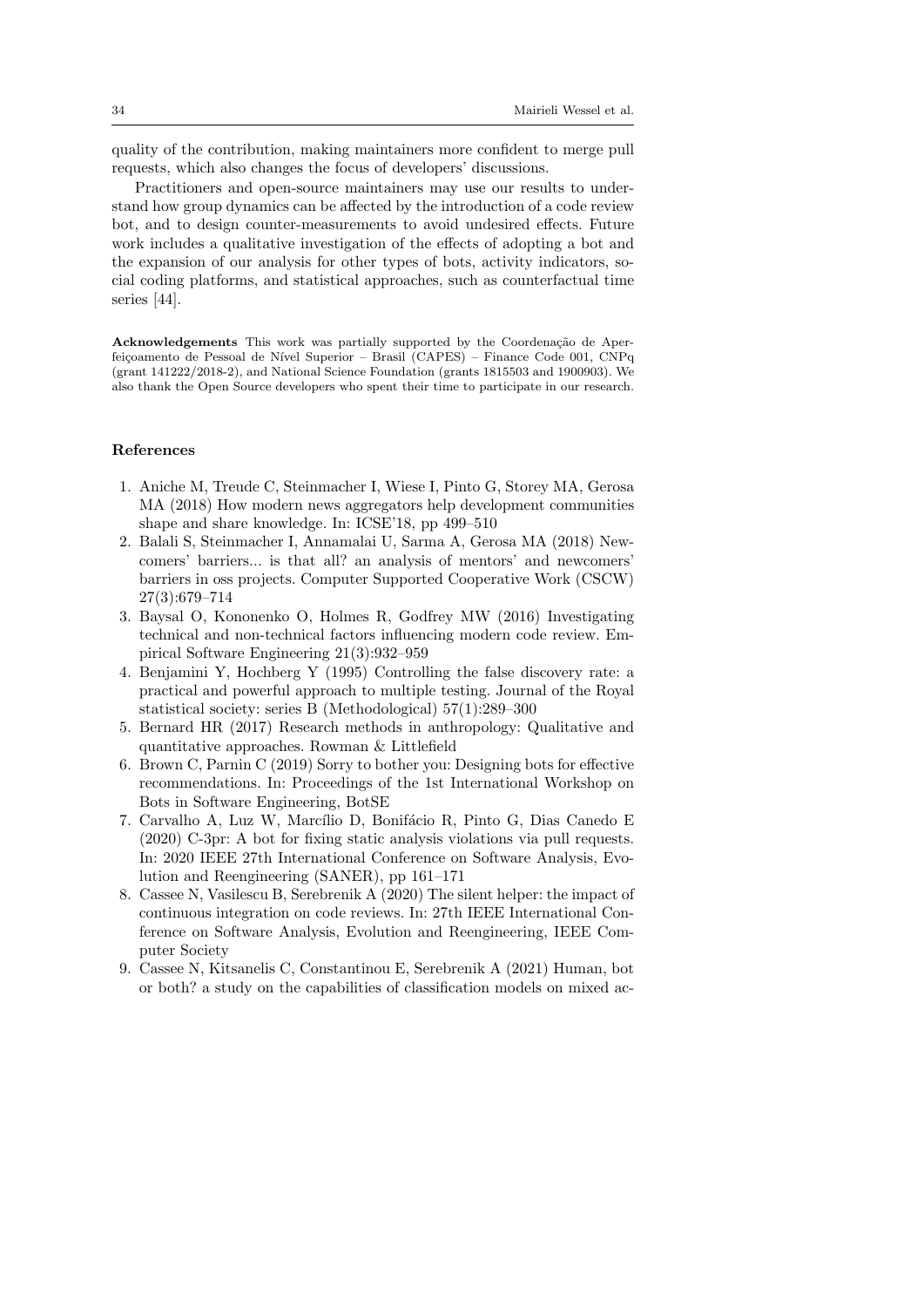quality of the contribution, making maintainers more confident to merge pull requests, which also changes the focus of developers' discussions.

Practitioners and open-source maintainers may use our results to understand how group dynamics can be affected by the introduction of a code review bot, and to design counter-measurements to avoid undesired effects. Future work includes a qualitative investigation of the effects of adopting a bot and the expansion of our analysis for other types of bots, activity indicators, social coding platforms, and statistical approaches, such as counterfactual time series [44].

**Acknowledgements** This work was partially supported by the Coordenação de Aperfeiçoamento de Pessoal de Nível Superior – Brasil (CAPES) – Finance Code 001, CNPq (grant 141222/2018-2), and National Science Foundation (grants 1815503 and 1900903). We also thank the Open Source developers who spent their time to participate in our research.

## References

1. Aniche M, Treude C, Steinmacher I, Wiese I, Pinto G, Storey MA, Gerosa MA (2018) How modern news aggregators help development communities shape and share knowledge. In: ICSE'18, pp 499–510
2. Balali S, Steinmacher I, Annamalai U, Sarma A, Gerosa MA (2018) Newcomers' barriers... is that all? an analysis of mentors' and newcomers' barriers in oss projects. Computer Supported Cooperative Work (CSCW) 27(3):679–714
3. Baysal O, Kononenko O, Holmes R, Godfrey MW (2016) Investigating technical and non-technical factors influencing modern code review. Empirical Software Engineering 21(3):932–959
4. Benjamini Y, Hochberg Y (1995) Controlling the false discovery rate: a practical and powerful approach to multiple testing. Journal of the Royal statistical society: series B (Methodological) 57(1):289–300
5. Bernard HR (2017) Research methods in anthropology: Qualitative and quantitative approaches. Rowman & Littlefield
6. Brown C, Parnin C (2019) Sorry to bother you: Designing bots for effective recommendations. In: Proceedings of the 1st International Workshop on Bots in Software Engineering, BotSE
7. Carvalho A, Luz W, Marcílio D, Bonifácio R, Pinto G, Dias Canedo E (2020) C-3pr: A bot for fixing static analysis violations via pull requests. In: 2020 IEEE 27th International Conference on Software Analysis, Evolution and Reengineering (SANER), pp 161–171
8. Cassee N, Vasilescu B, Serebrenik A (2020) The silent helper: the impact of continuous integration on code reviews. In: 27th IEEE International Conference on Software Analysis, Evolution and Reengineering, IEEE Computer Society
9. Cassee N, Kitsanelis C, Constantinou E, Serebrenik A (2021) Human, bot or both? a study on the capabilities of classification models on mixed ac-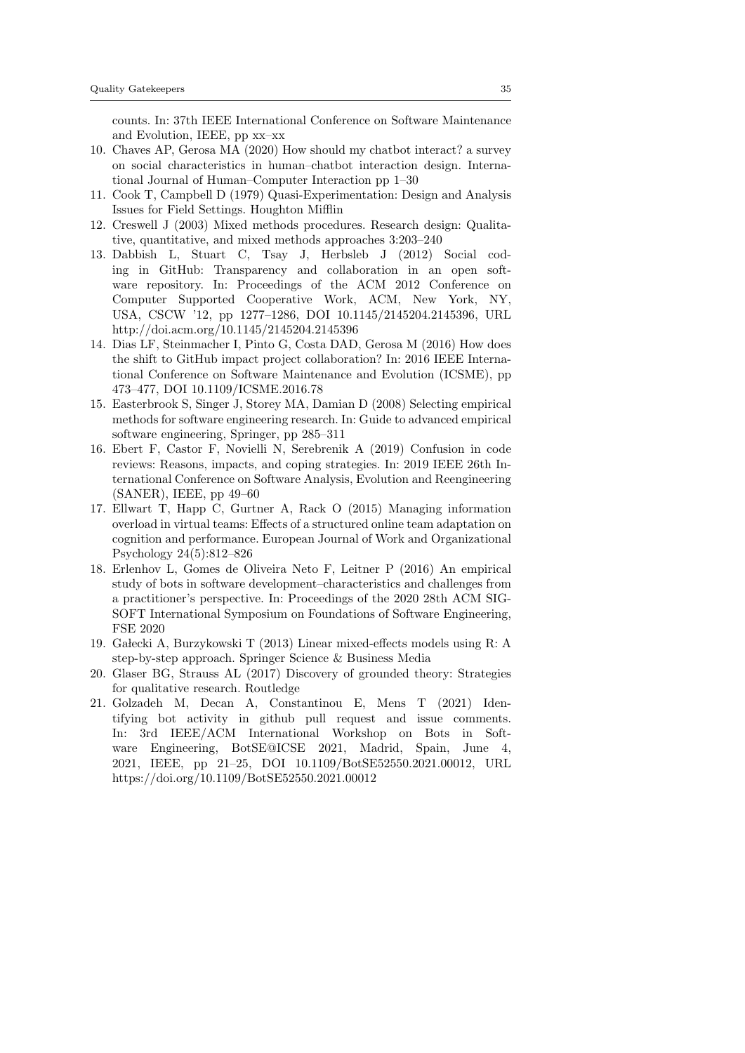counts. In: 37th IEEE International Conference on Software Maintenance and Evolution, IEEE, pp xx–xx

10. Chaves AP, Gerosa MA (2020) How should my chatbot interact? a survey on social characteristics in human–chatbot interaction design. International Journal of Human–Computer Interaction pp 1–30
11. Cook T, Campbell D (1979) Quasi-Experimentation: Design and Analysis Issues for Field Settings. Houghton Mifflin
12. Creswell J (2003) Mixed methods procedures. Research design: Qualitative, quantitative, and mixed methods approaches 3:203–240
13. Dabbish L, Stuart C, Tsay J, Herbsleb J (2012) Social coding in GitHub: Transparency and collaboration in an open software repository. In: Proceedings of the ACM 2012 Conference on Computer Supported Cooperative Work, ACM, New York, NY, USA, CSCW '12, pp 1277–1286, DOI 10.1145/2145204.2145396, URL http://doi.acm.org/10.1145/2145204.2145396
14. Dias LF, Steinmacher I, Pinto G, Costa DAD, Gerosa M (2016) How does the shift to GitHub impact project collaboration? In: 2016 IEEE International Conference on Software Maintenance and Evolution (ICSME), pp 473–477, DOI 10.1109/ICSME.2016.78
15. Easterbrook S, Singer J, Storey MA, Damian D (2008) Selecting empirical methods for software engineering research. In: Guide to advanced empirical software engineering, Springer, pp 285–311
16. Ebert F, Castor F, Novielli N, Serebrenik A (2019) Confusion in code reviews: Reasons, impacts, and coping strategies. In: 2019 IEEE 26th International Conference on Software Analysis, Evolution and Reengineering (SANER), IEEE, pp 49–60
17. Ellwart T, Happ C, Gurtner A, Rack O (2015) Managing information overload in virtual teams: Effects of a structured online team adaptation on cognition and performance. European Journal of Work and Organizational Psychology 24(5):812–826
18. Erlenhov L, Gomes de Oliveira Neto F, Leitner P (2016) An empirical study of bots in software development–characteristics and challenges from a practitioner's perspective. In: Proceedings of the 2020 28th ACM SIGSOFT International Symposium on Foundations of Software Engineering, FSE 2020
19. Gałecki A, Burzykowski T (2013) Linear mixed-effects models using R: A step-by-step approach. Springer Science & Business Media
20. Glaser BG, Strauss AL (2017) Discovery of grounded theory: Strategies for qualitative research. Routledge
21. Golzadeh M, Decan A, Constantinou E, Mens T (2021) Identifying bot activity in github pull request and issue comments. In: 3rd IEEE/ACM International Workshop on Bots in Software Engineering, BotSE@ICSE 2021, Madrid, Spain, June 4, 2021, IEEE, pp 21–25, DOI 10.1109/BotSE52550.2021.00012, URL https://doi.org/10.1109/BotSE52550.2021.00012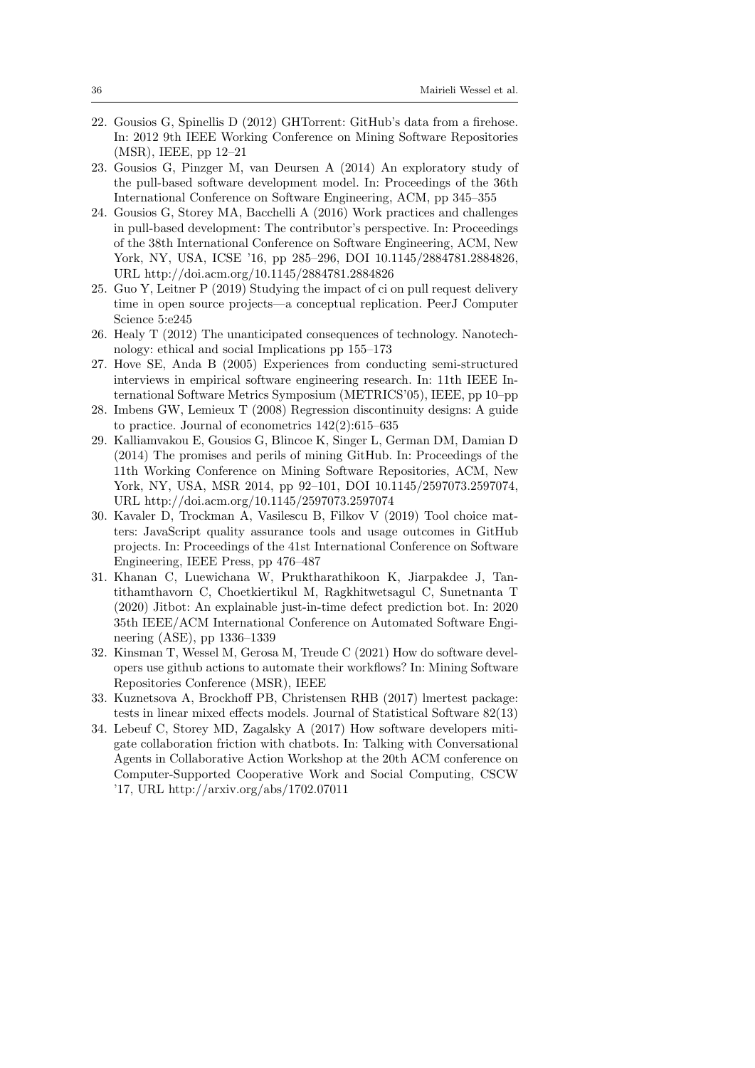22. Gousios G, Spinellis D (2012) GHTorrent: GitHub's data from a firehose. In: 2012 9th IEEE Working Conference on Mining Software Repositories (MSR), IEEE, pp 12–21
23. Gousios G, Pinzger M, van Deursen A (2014) An exploratory study of the pull-based software development model. In: Proceedings of the 36th International Conference on Software Engineering, ACM, pp 345–355
24. Gousios G, Storey MA, Bacchelli A (2016) Work practices and challenges in pull-based development: The contributor's perspective. In: Proceedings of the 38th International Conference on Software Engineering, ACM, New York, NY, USA, ICSE '16, pp 285–296, DOI 10.1145/2884781.2884826, URL http://doi.acm.org/10.1145/2884781.2884826
25. Guo Y, Leitner P (2019) Studying the impact of ci on pull request delivery time in open source projects—a conceptual replication. PeerJ Computer Science 5:e245
26. Healy T (2012) The unanticipated consequences of technology. Nanotechnology: ethical and social Implications pp 155–173
27. Hove SE, Anda B (2005) Experiences from conducting semi-structured interviews in empirical software engineering research. In: 11th IEEE International Software Metrics Symposium (METRICS'05), IEEE, pp 10–pp
28. Imbens GW, Lemieux T (2008) Regression discontinuity designs: A guide to practice. Journal of econometrics 142(2):615–635
29. Kalliamvakou E, Gousios G, Blincoe K, Singer L, German DM, Damian D (2014) The promises and perils of mining GitHub. In: Proceedings of the 11th Working Conference on Mining Software Repositories, ACM, New York, NY, USA, MSR 2014, pp 92–101, DOI 10.1145/2597073.2597074, URL http://doi.acm.org/10.1145/2597073.2597074
30. Kavaler D, Trockman A, Vasilescu B, Filkov V (2019) Tool choice matters: JavaScript quality assurance tools and usage outcomes in GitHub projects. In: Proceedings of the 41st International Conference on Software Engineering, IEEE Press, pp 476–487
31. Khanan C, Luewichana W, Pruktharathikoon K, Jiarpakdee J, Tantithamthavorn C, Choetkiertikul M, Ragkhitwetsagul C, Sunetnanta T (2020) Jitbot: An explainable just-in-time defect prediction bot. In: 2020 35th IEEE/ACM International Conference on Automated Software Engineering (ASE), pp 1336–1339
32. Kinsman T, Wessel M, Gerosa M, Treude C (2021) How do software developers use github actions to automate their workflows? In: Mining Software Repositories Conference (MSR), IEEE
33. Kuznetsova A, Brockhoff PB, Christensen RHB (2017) lmertest package: tests in linear mixed effects models. Journal of Statistical Software 82(13)
34. Lebeuf C, Storey MD, Zagalsky A (2017) How software developers mitigate collaboration friction with chatbots. In: Talking with Conversational Agents in Collaborative Action Workshop at the 20th ACM conference on Computer-Supported Cooperative Work and Social Computing, CSCW '17, URL http://arxiv.org/abs/1702.07011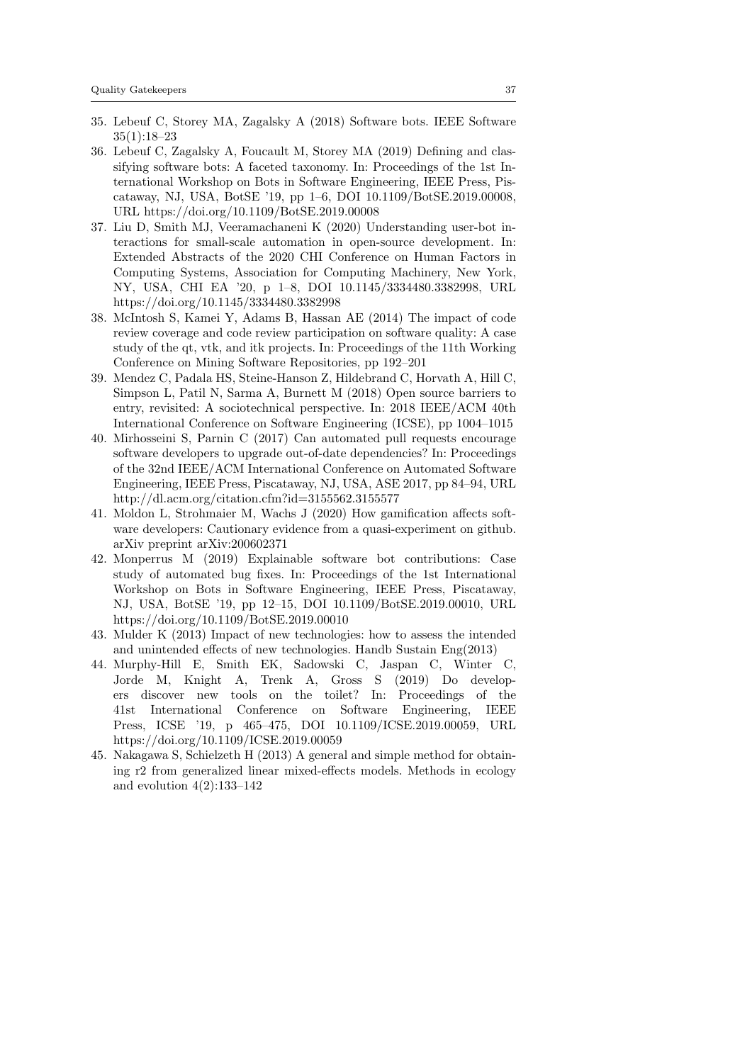35. Lebeuf C, Storey MA, Zagalsky A (2018) Software bots. IEEE Software 35(1):18–23
36. Lebeuf C, Zagalsky A, Foucault M, Storey MA (2019) Defining and classifying software bots: A faceted taxonomy. In: Proceedings of the 1st International Workshop on Bots in Software Engineering, IEEE Press, Piscataway, NJ, USA, BotSE '19, pp 1–6, DOI 10.1109/BotSE.2019.00008, URL https://doi.org/10.1109/BotSE.2019.00008
37. Liu D, Smith MJ, Veeramachaneni K (2020) Understanding user-bot interactions for small-scale automation in open-source development. In: Extended Abstracts of the 2020 CHI Conference on Human Factors in Computing Systems, Association for Computing Machinery, New York, NY, USA, CHI EA '20, p 1–8, DOI 10.1145/3334480.3382998, URL https://doi.org/10.1145/3334480.3382998
38. McIntosh S, Kamei Y, Adams B, Hassan AE (2014) The impact of code review coverage and code review participation on software quality: A case study of the qt, vtk, and itk projects. In: Proceedings of the 11th Working Conference on Mining Software Repositories, pp 192–201
39. Mendez C, Padala HS, Steine-Hanson Z, Hildebrand C, Horvath A, Hill C, Simpson L, Patil N, Sarma A, Burnett M (2018) Open source barriers to entry, revisited: A sociotechnical perspective. In: 2018 IEEE/ACM 40th International Conference on Software Engineering (ICSE), pp 1004–1015
40. Mirhosseini S, Parnin C (2017) Can automated pull requests encourage software developers to upgrade out-of-date dependencies? In: Proceedings of the 32nd IEEE/ACM International Conference on Automated Software Engineering, IEEE Press, Piscataway, NJ, USA, ASE 2017, pp 84–94, URL http://dl.acm.org/citation.cfm?id=3155562.3155577
41. Moldon L, Strohmaier M, Wachs J (2020) How gamification affects software developers: Cautionary evidence from a quasi-experiment on github. arXiv preprint arXiv:200602371
42. Monperrus M (2019) Explainable software bot contributions: Case study of automated bug fixes. In: Proceedings of the 1st International Workshop on Bots in Software Engineering, IEEE Press, Piscataway, NJ, USA, BotSE '19, pp 12–15, DOI 10.1109/BotSE.2019.00010, URL https://doi.org/10.1109/BotSE.2019.00010
43. Mulder K (2013) Impact of new technologies: how to assess the intended and unintended effects of new technologies. Handb Sustain Eng(2013)
44. Murphy-Hill E, Smith EK, Sadowski C, Jaspan C, Winter C, Jorde M, Knight A, Trenk A, Gross S (2019) Do developers discover new tools on the toilet? In: Proceedings of the 41st International Conference on Software Engineering, IEEE Press, ICSE '19, p 465–475, DOI 10.1109/ICSE.2019.00059, URL https://doi.org/10.1109/ICSE.2019.00059
45. Nakagawa S, Schielzeth H (2013) A general and simple method for obtaining r2 from generalized linear mixed-effects models. Methods in ecology and evolution 4(2):133–142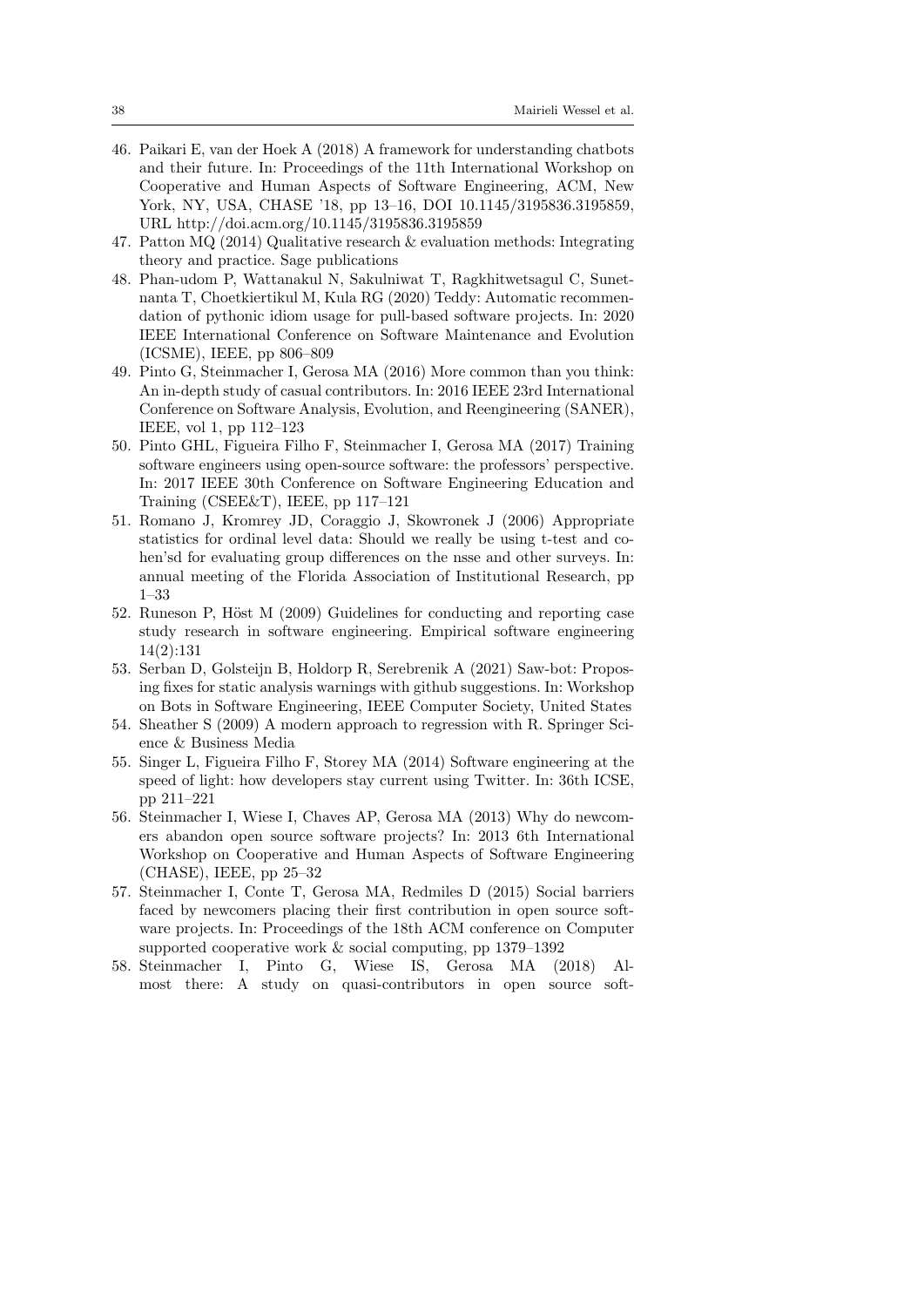46. Paikari E, van der Hoek A (2018) A framework for understanding chatbots and their future. In: Proceedings of the 11th International Workshop on Cooperative and Human Aspects of Software Engineering, ACM, New York, NY, USA, CHASE '18, pp 13–16, DOI 10.1145/3195836.3195859, URL http://doi.acm.org/10.1145/3195836.3195859
47. Patton MQ (2014) Qualitative research & evaluation methods: Integrating theory and practice. Sage publications
48. Phan-udom P, Wattanakul N, Sakulniwat T, Ragkhitwetsagul C, Sunetnanta T, Choetkiertikul M, Kula RG (2020) Teddy: Automatic recommendation of pythonic idiom usage for pull-based software projects. In: 2020 IEEE International Conference on Software Maintenance and Evolution (ICSME), IEEE, pp 806–809
49. Pinto G, Steinmacher I, Gerosa MA (2016) More common than you think: An in-depth study of casual contributors. In: 2016 IEEE 23rd International Conference on Software Analysis, Evolution, and Reengineering (SANER), IEEE, vol 1, pp 112–123
50. Pinto GHL, Figueira Filho F, Steinmacher I, Gerosa MA (2017) Training software engineers using open-source software: the professors' perspective. In: 2017 IEEE 30th Conference on Software Engineering Education and Training (CSEE&T), IEEE, pp 117–121
51. Romano J, Kromrey JD, Coraggio J, Skowronek J (2006) Appropriate statistics for ordinal level data: Should we really be using t-test and cohen'sd for evaluating group differences on the nsse and other surveys. In: annual meeting of the Florida Association of Institutional Research, pp 1–33
52. Runeson P, Höst M (2009) Guidelines for conducting and reporting case study research in software engineering. Empirical software engineering 14(2):131
53. Serban D, Golsteijn B, Holdorp R, Serebrenik A (2021) Saw-bot: Proposing fixes for static analysis warnings with github suggestions. In: Workshop on Bots in Software Engineering, IEEE Computer Society, United States
54. Sheather S (2009) A modern approach to regression with R. Springer Science & Business Media
55. Singer L, Figueira Filho F, Storey MA (2014) Software engineering at the speed of light: how developers stay current using Twitter. In: 36th ICSE, pp 211–221
56. Steinmacher I, Wiese I, Chaves AP, Gerosa MA (2013) Why do newcomers abandon open source software projects? In: 2013 6th International Workshop on Cooperative and Human Aspects of Software Engineering (CHASE), IEEE, pp 25–32
57. Steinmacher I, Conte T, Gerosa MA, Redmiles D (2015) Social barriers faced by newcomers placing their first contribution in open source software projects. In: Proceedings of the 18th ACM conference on Computer supported cooperative work & social computing, pp 1379–1392
58. Steinmacher I, Pinto G, Wiese IS, Gerosa MA (2018) Almost there: A study on quasi-contributors in open source soft-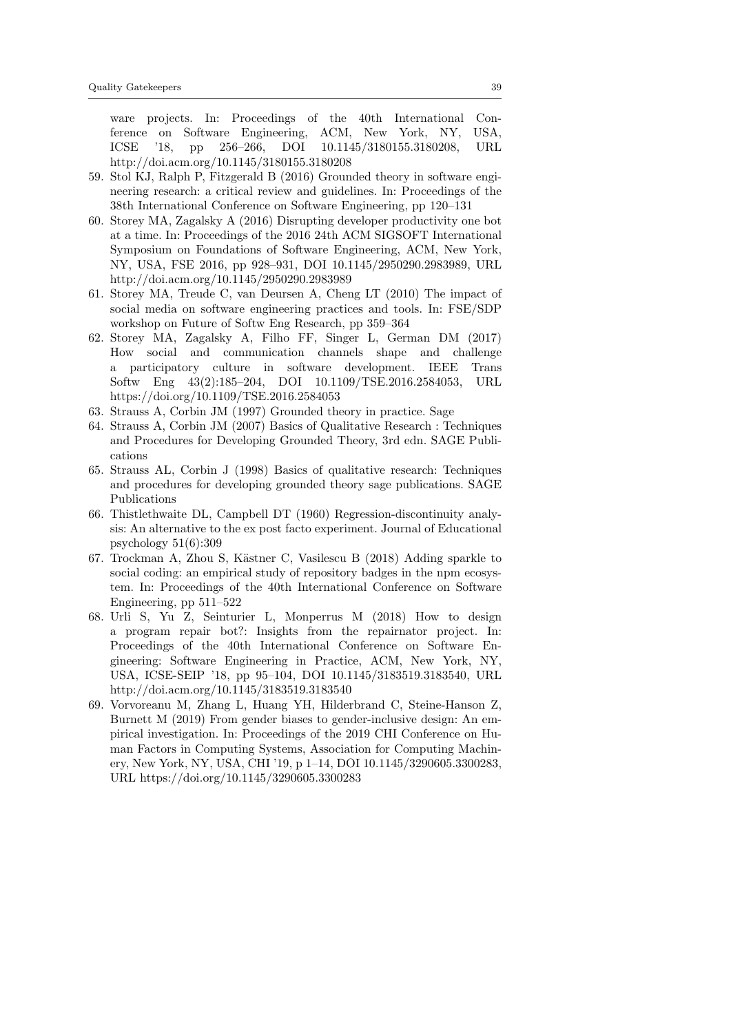ware projects. In: Proceedings of the 40th International Conference on Software Engineering, ACM, New York, NY, USA, ICSE '18, pp 256–266, DOI 10.1145/3180155.3180208, URL http://doi.acm.org/10.1145/3180155.3180208

59. Stol KJ, Ralph P, Fitzgerald B (2016) Grounded theory in software engineering research: a critical review and guidelines. In: Proceedings of the 38th International Conference on Software Engineering, pp 120–131
60. Storey MA, Zagalsky A (2016) Disrupting developer productivity one bot at a time. In: Proceedings of the 2016 24th ACM SIGSOFT International Symposium on Foundations of Software Engineering, ACM, New York, NY, USA, FSE 2016, pp 928–931, DOI 10.1145/2950290.2983989, URL http://doi.acm.org/10.1145/2950290.2983989
61. Storey MA, Treude C, van Deursen A, Cheng LT (2010) The impact of social media on software engineering practices and tools. In: FSE/SDP workshop on Future of Softw Eng Research, pp 359–364
62. Storey MA, Zagalsky A, Filho FF, Singer L, German DM (2017) How social and communication channels shape and challenge a participatory culture in software development. IEEE Trans Softw Eng 43(2):185–204, DOI 10.1109/TSE.2016.2584053, URL https://doi.org/10.1109/TSE.2016.2584053
63. Strauss A, Corbin JM (1997) Grounded theory in practice. Sage
64. Strauss A, Corbin JM (2007) Basics of Qualitative Research : Techniques and Procedures for Developing Grounded Theory, 3rd edn. SAGE Publications
65. Strauss AL, Corbin J (1998) Basics of qualitative research: Techniques and procedures for developing grounded theory sage publications. SAGE Publications
66. Thistlethwaite DL, Campbell DT (1960) Regression-discontinuity analysis: An alternative to the ex post facto experiment. Journal of Educational psychology 51(6):309
67. Trockman A, Zhou S, Kästner C, Vasilescu B (2018) Adding sparkle to social coding: an empirical study of repository badges in the npm ecosystem. In: Proceedings of the 40th International Conference on Software Engineering, pp 511–522
68. Urli S, Yu Z, Seinturier L, Monperrus M (2018) How to design a program repair bot?: Insights from the repairnator project. In: Proceedings of the 40th International Conference on Software Engineering: Software Engineering in Practice, ACM, New York, NY, USA, ICSE-SEIP '18, pp 95–104, DOI 10.1145/3183519.3183540, URL http://doi.acm.org/10.1145/3183519.3183540
69. Vorvoreanu M, Zhang L, Huang YH, Hilderbrand C, Steine-Hanson Z, Burnett M (2019) From gender biases to gender-inclusive design: An empirical investigation. In: Proceedings of the 2019 CHI Conference on Human Factors in Computing Systems, Association for Computing Machinery, New York, NY, USA, CHI '19, p 1–14, DOI 10.1145/3290605.3300283, URL https://doi.org/10.1145/3290605.3300283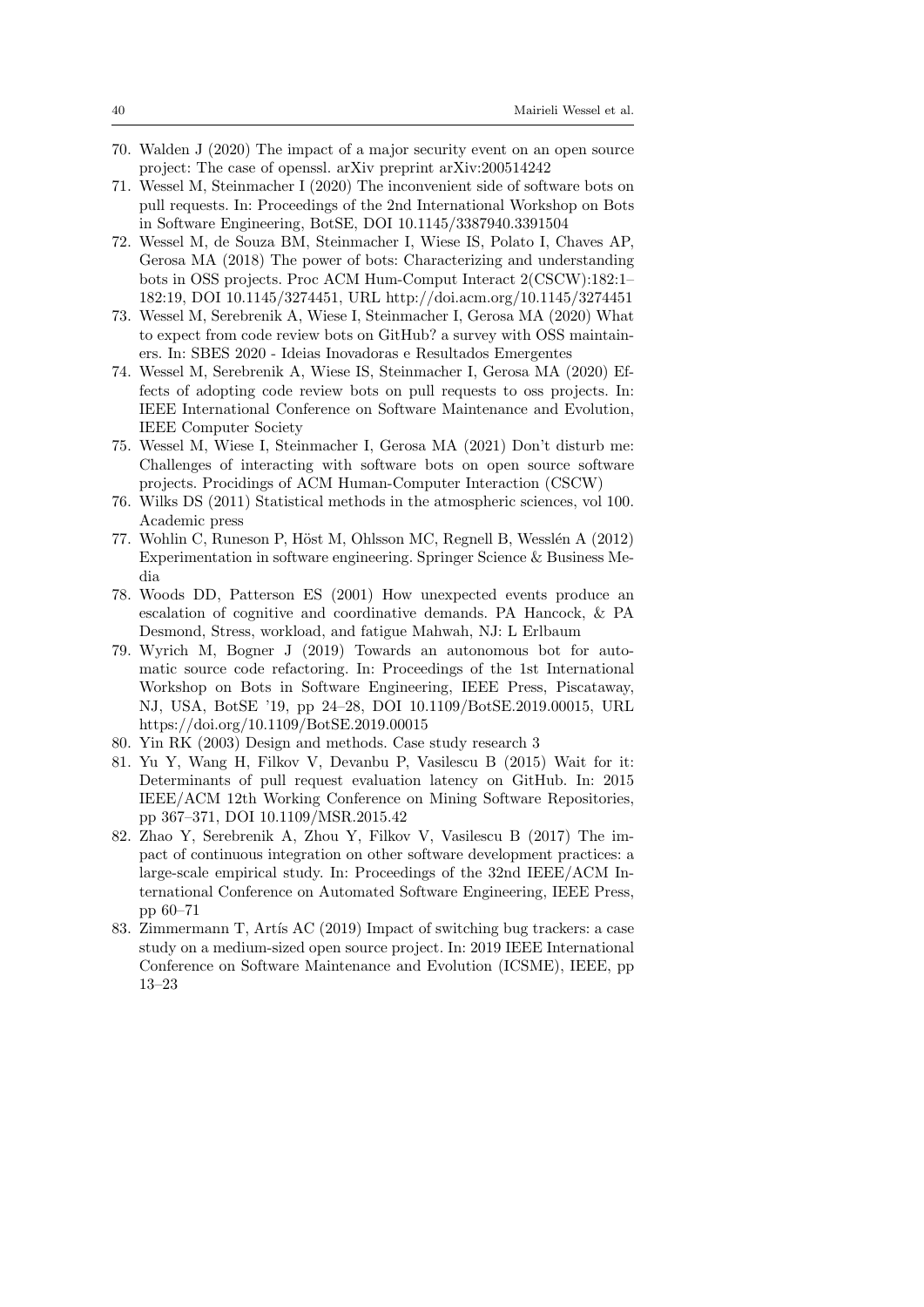70. Walden J (2020) The impact of a major security event on an open source project: The case of openssl. arXiv preprint arXiv:200514242
71. Wessel M, Steinmacher I (2020) The inconvenient side of software bots on pull requests. In: Proceedings of the 2nd International Workshop on Bots in Software Engineering, BotSE, DOI 10.1145/3387940.3391504
72. Wessel M, de Souza BM, Steinmacher I, Wiese IS, Polato I, Chaves AP, Gerosa MA (2018) The power of bots: Characterizing and understanding bots in OSS projects. Proc ACM Hum-Comput Interact 2(CSCW):182:1–182:19, DOI 10.1145/3274451, URL http://doi.acm.org/10.1145/3274451
73. Wessel M, Serebrenik A, Wiese I, Steinmacher I, Gerosa MA (2020) What to expect from code review bots on GitHub? a survey with OSS maintainers. In: SBES 2020 - Ideias Inovadoras e Resultados Emergentes
74. Wessel M, Serebrenik A, Wiese IS, Steinmacher I, Gerosa MA (2020) Effects of adopting code review bots on pull requests to oss projects. In: IEEE International Conference on Software Maintenance and Evolution, IEEE Computer Society
75. Wessel M, Wiese I, Steinmacher I, Gerosa MA (2021) Don't disturb me: Challenges of interacting with software bots on open source software projects. Procidings of ACM Human-Computer Interaction (CSCW)
76. Wilks DS (2011) Statistical methods in the atmospheric sciences, vol 100. Academic press
77. Wohlin C, Runeson P, Höst M, Ohlsson MC, Regnell B, Wesslén A (2012) Experimentation in software engineering. Springer Science & Business Media
78. Woods DD, Patterson ES (2001) How unexpected events produce an escalation of cognitive and coordinative demands. PA Hancock, & PA Desmond, Stress, workload, and fatigue Mahwah, NJ: L Erlbaum
79. Wyrich M, Bogner J (2019) Towards an autonomous bot for automatic source code refactoring. In: Proceedings of the 1st International Workshop on Bots in Software Engineering, IEEE Press, Piscataway, NJ, USA, BotSE '19, pp 24–28, DOI 10.1109/BotSE.2019.00015, URL https://doi.org/10.1109/BotSE.2019.00015
80. Yin RK (2003) Design and methods. Case study research 3
81. Yu Y, Wang H, Filkov V, Devanbu P, Vasilescu B (2015) Wait for it: Determinants of pull request evaluation latency on GitHub. In: 2015 IEEE/ACM 12th Working Conference on Mining Software Repositories, pp 367–371, DOI 10.1109/MSR.2015.42
82. Zhao Y, Serebrenik A, Zhou Y, Filkov V, Vasilescu B (2017) The impact of continuous integration on other software development practices: a large-scale empirical study. In: Proceedings of the 32nd IEEE/ACM International Conference on Automated Software Engineering, IEEE Press, pp 60–71
83. Zimmermann T, Artís AC (2019) Impact of switching bug trackers: a case study on a medium-sized open source project. In: 2019 IEEE International Conference on Software Maintenance and Evolution (ICSME), IEEE, pp 13–23